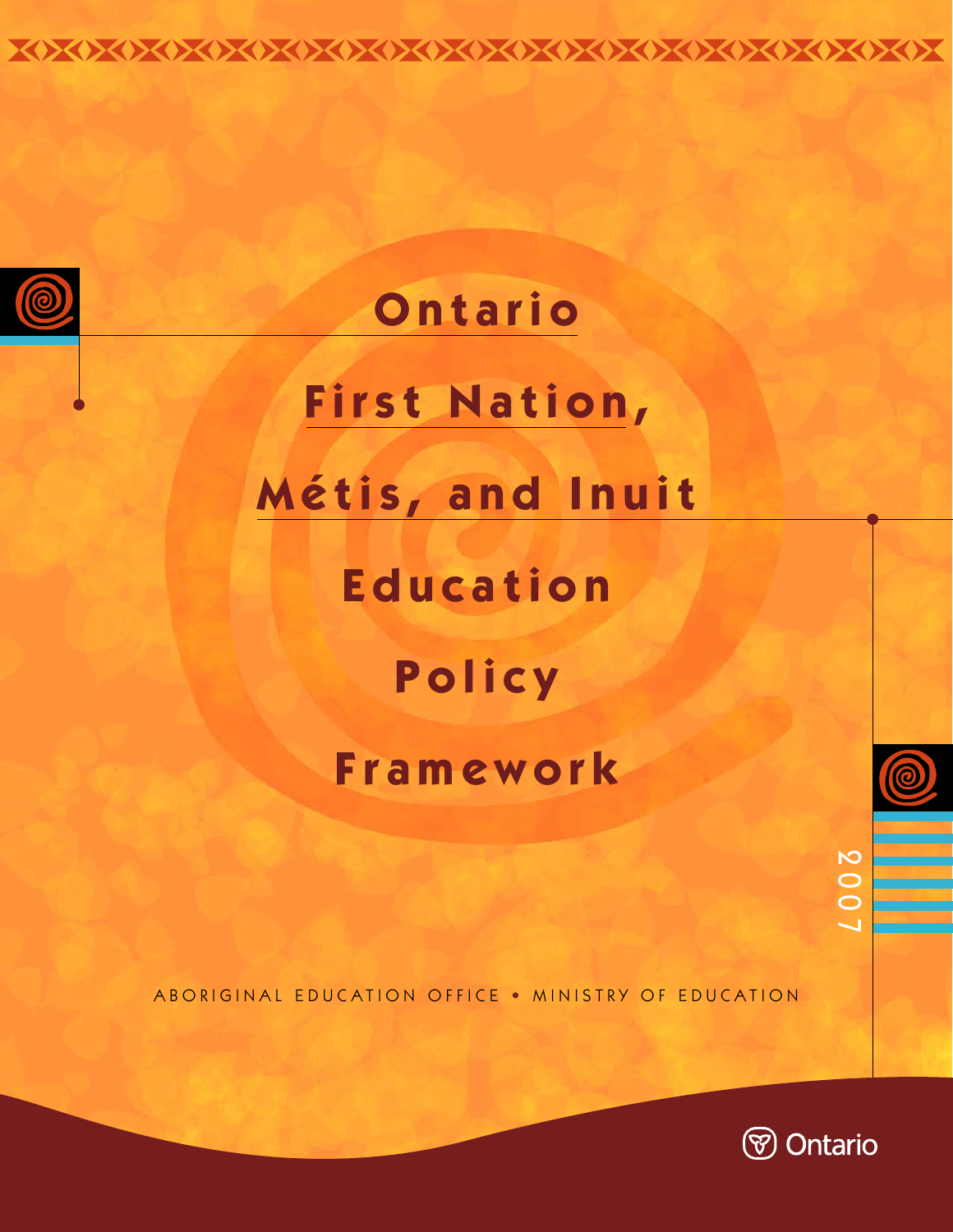# Ontario First Nation, Métis, and Inuit Education Policy Framework

2007

ABORIGINAL EDUCATION OFFICE • MINISTRY OF EDUCATION

Ontario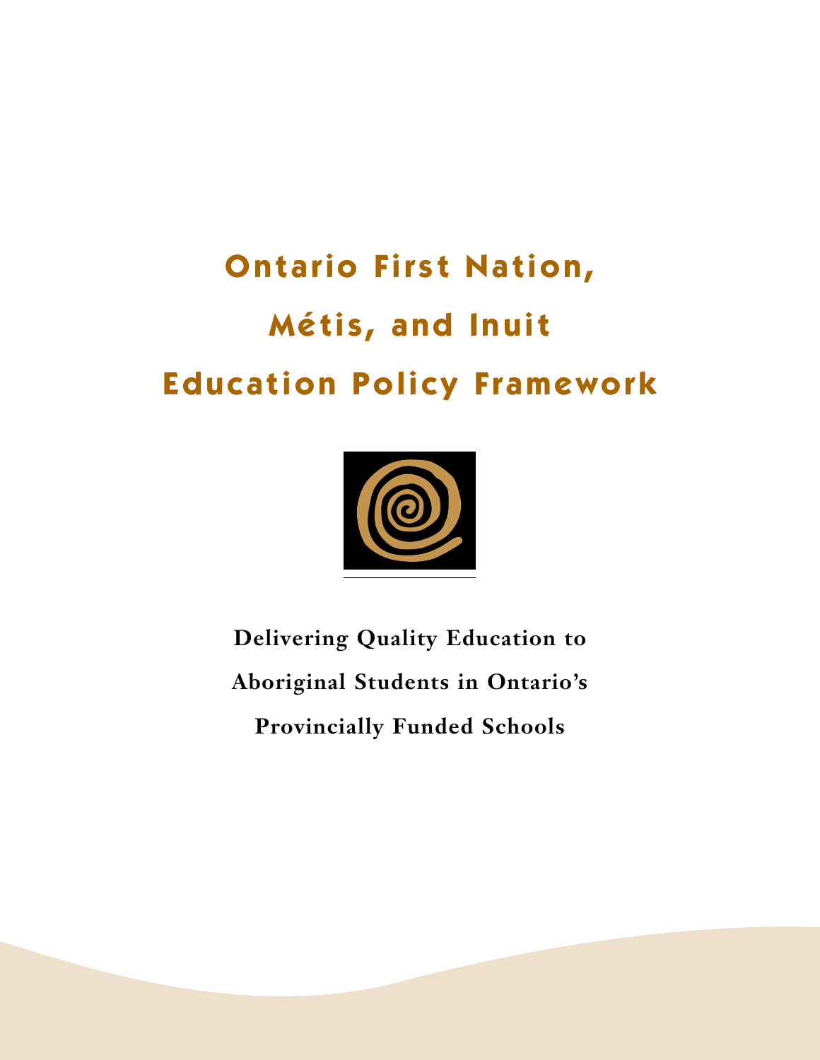# Ontario First Nation, Métis, and Inuit Education Policy Framework

**Delivering Quality Education to Aboriginal Students in Ontario's Provincially Funded Schools**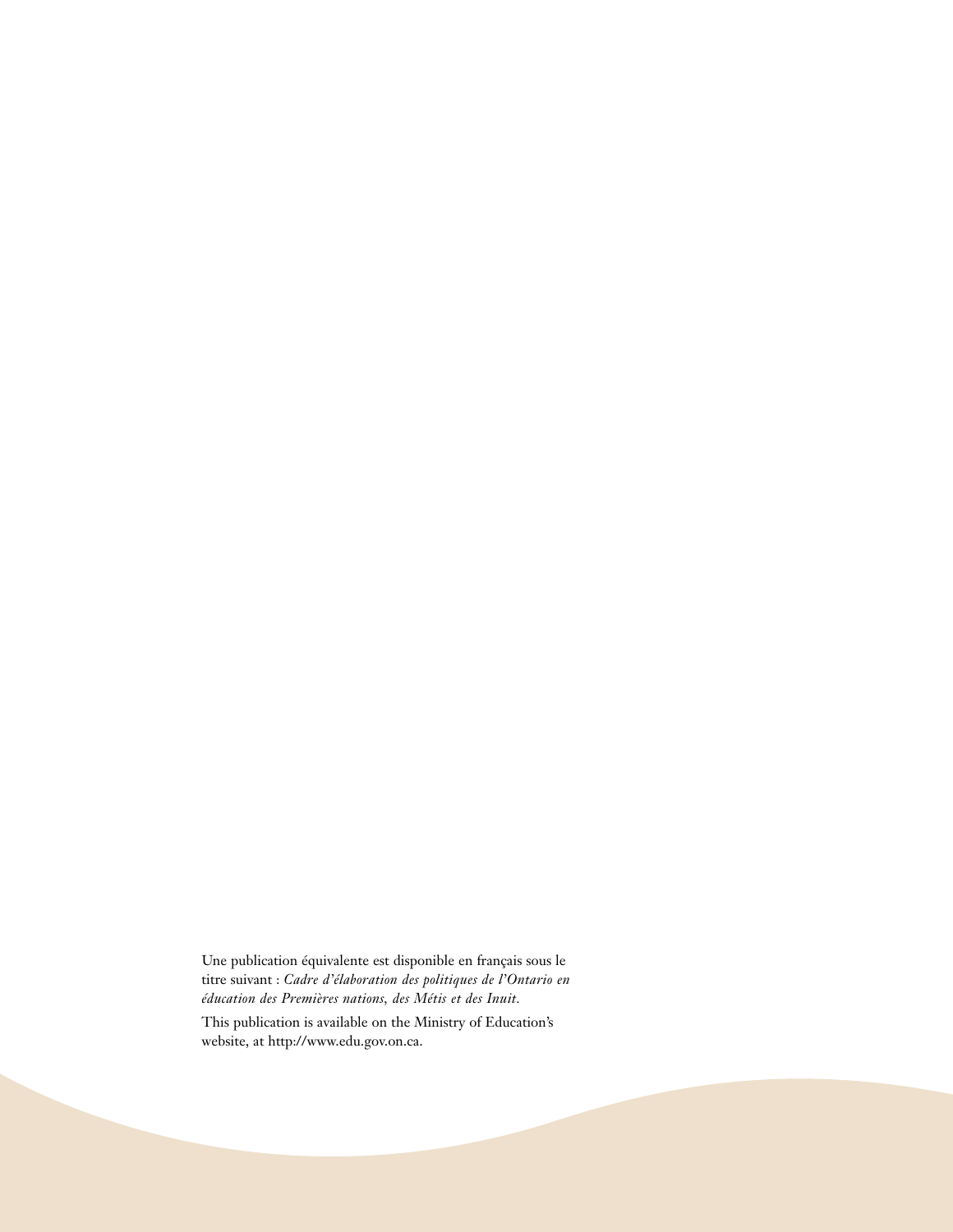Une publication équivalente est disponible en français sous le titre suivant : *Cadre d'élaboration des politiques de l'Ontario en éducation des Premières nations, des Métis et des Inuit.*

This publication is available on the Ministry of Education's website, at http://www.edu.gov.on.ca.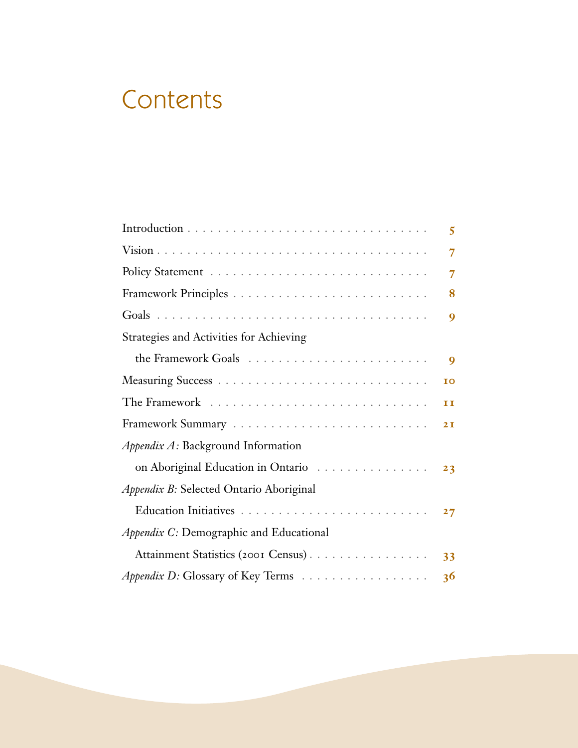# Contents

| | |
|---|---|
| Introduction | 5 |
| Vision | 7 |
| Policy Statement | 7 |
| Framework Principles | 8 |
| Goals | 9 |
| Strategies and Activities for Achieving the Framework Goals | 9 |
| Measuring Success | 10 |
| The Framework | 11 |
| Framework Summary | 21 |
| *Appendix A:* Background Information on Aboriginal Education in Ontario | 23 |
| *Appendix B:* Selected Ontario Aboriginal Education Initiatives | 27 |
| *Appendix C:* Demographic and Educational Attainment Statistics (2001 Census) | 33 |
| *Appendix D:* Glossary of Key Terms | 36 |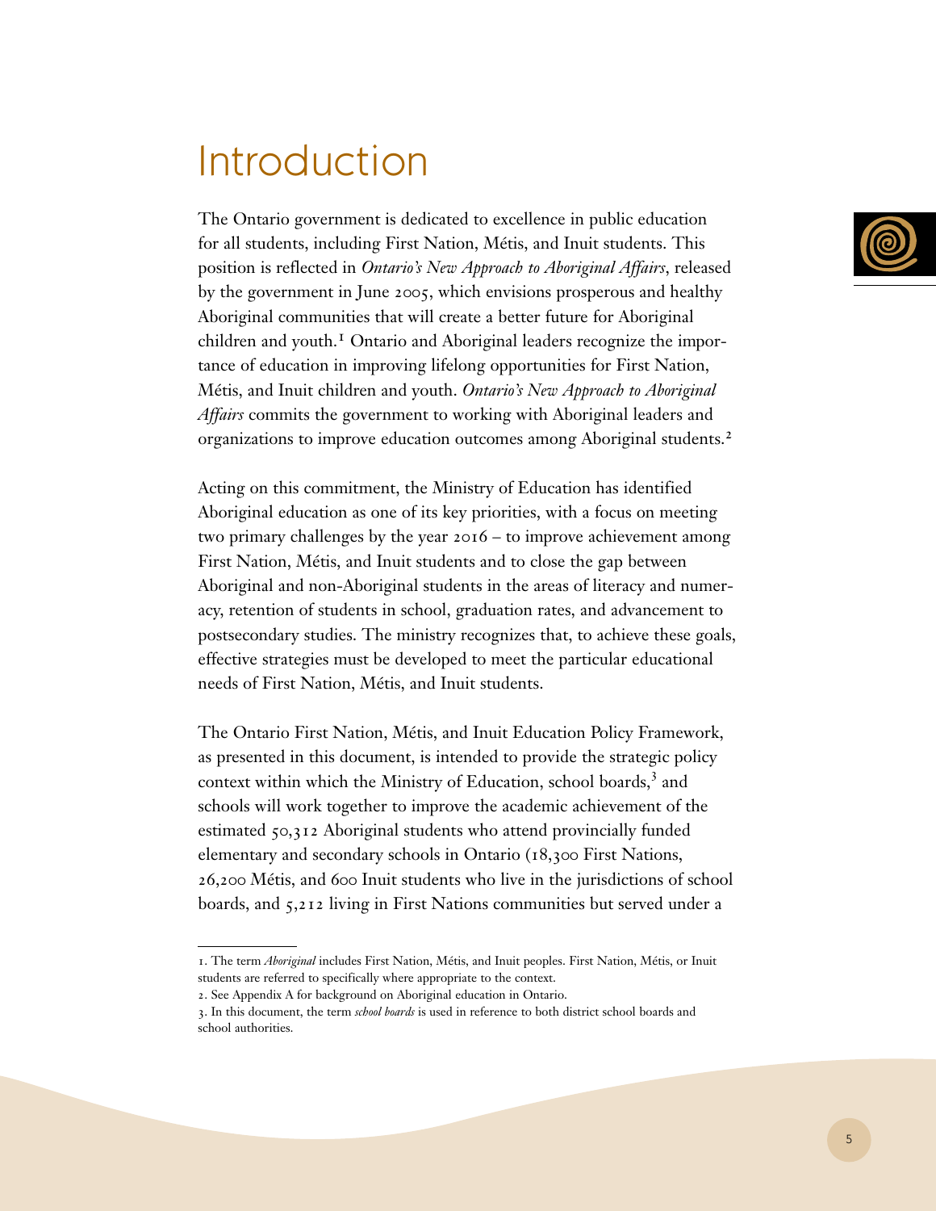# Introduction

The Ontario government is dedicated to excellence in public education for all students, including First Nation, Métis, and Inuit students. This position is reflected in *Ontario's New Approach to Aboriginal Affairs*, released by the government in June 2005, which envisions prosperous and healthy Aboriginal communities that will create a better future for Aboriginal children and youth.[1] Ontario and Aboriginal leaders recognize the importance of education in improving lifelong opportunities for First Nation, Métis, and Inuit children and youth. *Ontario's New Approach to Aboriginal Affairs* commits the government to working with Aboriginal leaders and organizations to improve education outcomes among Aboriginal students.[2]

Acting on this commitment, the Ministry of Education has identified Aboriginal education as one of its key priorities, with a focus on meeting two primary challenges by the year 2016 – to improve achievement among First Nation, Métis, and Inuit students and to close the gap between Aboriginal and non-Aboriginal students in the areas of literacy and numeracy, retention of students in school, graduation rates, and advancement to postsecondary studies. The ministry recognizes that, to achieve these goals, effective strategies must be developed to meet the particular educational needs of First Nation, Métis, and Inuit students.

The Ontario First Nation, Métis, and Inuit Education Policy Framework, as presented in this document, is intended to provide the strategic policy context within which the Ministry of Education, school boards,[3] and schools will work together to improve the academic achievement of the estimated 50,312 Aboriginal students who attend provincially funded elementary and secondary schools in Ontario (18,300 First Nations, 26,200 Métis, and 600 Inuit students who live in the jurisdictions of school boards, and 5,212 living in First Nations communities but served under a

---

1. The term *Aboriginal* includes First Nation, Métis, and Inuit peoples. First Nation, Métis, or Inuit students are referred to specifically where appropriate to the context.

2. See Appendix A for background on Aboriginal education in Ontario.

3. In this document, the term *school boards* is used in reference to both district school boards and school authorities.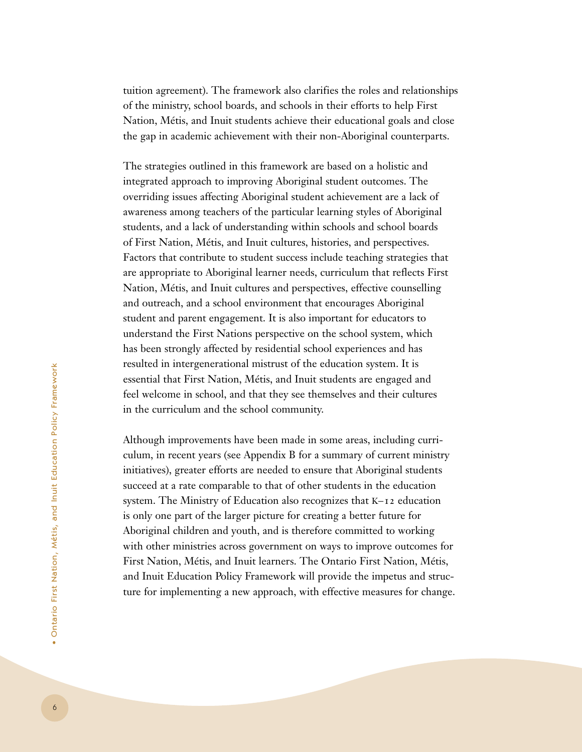tuition agreement). The framework also clarifies the roles and relationships of the ministry, school boards, and schools in their efforts to help First Nation, Métis, and Inuit students achieve their educational goals and close the gap in academic achievement with their non-Aboriginal counterparts.

The strategies outlined in this framework are based on a holistic and integrated approach to improving Aboriginal student outcomes. The overriding issues affecting Aboriginal student achievement are a lack of awareness among teachers of the particular learning styles of Aboriginal students, and a lack of understanding within schools and school boards of First Nation, Métis, and Inuit cultures, histories, and perspectives. Factors that contribute to student success include teaching strategies that are appropriate to Aboriginal learner needs, curriculum that reflects First Nation, Métis, and Inuit cultures and perspectives, effective counselling and outreach, and a school environment that encourages Aboriginal student and parent engagement. It is also important for educators to understand the First Nations perspective on the school system, which has been strongly affected by residential school experiences and has resulted in intergenerational mistrust of the education system. It is essential that First Nation, Métis, and Inuit students are engaged and feel welcome in school, and that they see themselves and their cultures in the curriculum and the school community.

Although improvements have been made in some areas, including curriculum, in recent years (see Appendix B for a summary of current ministry initiatives), greater efforts are needed to ensure that Aboriginal students succeed at a rate comparable to that of other students in the education system. The Ministry of Education also recognizes that K–12 education is only one part of the larger picture for creating a better future for Aboriginal children and youth, and is therefore committed to working with other ministries across government on ways to improve outcomes for First Nation, Métis, and Inuit learners. The Ontario First Nation, Métis, and Inuit Education Policy Framework will provide the impetus and structure for implementing a new approach, with effective measures for change.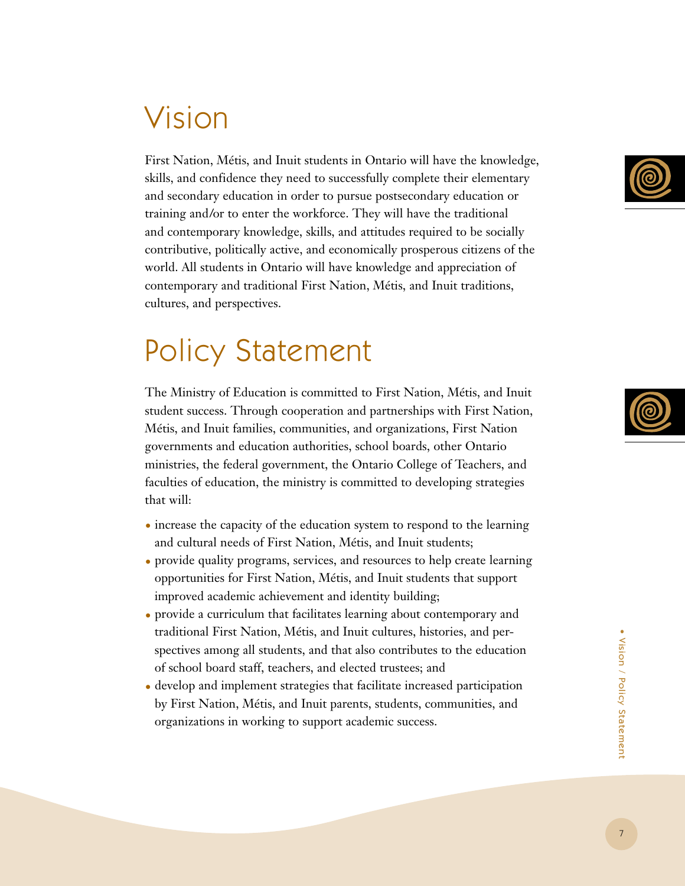# Vision

First Nation, Métis, and Inuit students in Ontario will have the knowledge, skills, and confidence they need to successfully complete their elementary and secondary education in order to pursue postsecondary education or training and/or to enter the workforce. They will have the traditional and contemporary knowledge, skills, and attitudes required to be socially contributive, politically active, and economically prosperous citizens of the world. All students in Ontario will have knowledge and appreciation of contemporary and traditional First Nation, Métis, and Inuit traditions, cultures, and perspectives.

# Policy Statement

The Ministry of Education is committed to First Nation, Métis, and Inuit student success. Through cooperation and partnerships with First Nation, Métis, and Inuit families, communities, and organizations, First Nation governments and education authorities, school boards, other Ontario ministries, the federal government, the Ontario College of Teachers, and faculties of education, the ministry is committed to developing strategies that will:

- increase the capacity of the education system to respond to the learning and cultural needs of First Nation, Métis, and Inuit students;
- provide quality programs, services, and resources to help create learning opportunities for First Nation, Métis, and Inuit students that support improved academic achievement and identity building;
- provide a curriculum that facilitates learning about contemporary and traditional First Nation, Métis, and Inuit cultures, histories, and perspectives among all students, and that also contributes to the education of school board staff, teachers, and elected trustees; and
- develop and implement strategies that facilitate increased participation by First Nation, Métis, and Inuit parents, students, communities, and organizations in working to support academic success.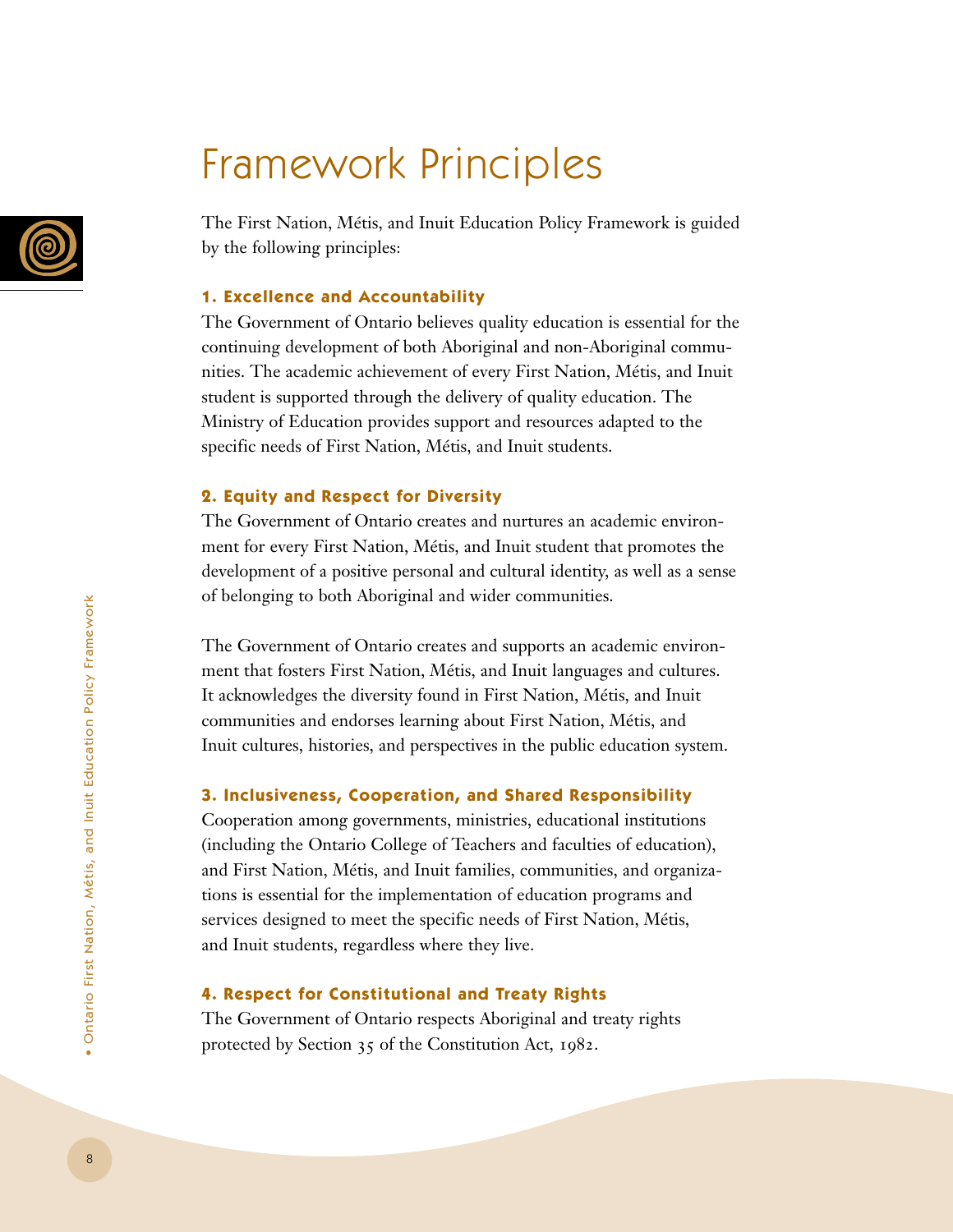# Framework Principles

The First Nation, Métis, and Inuit Education Policy Framework is guided by the following principles:

### 1. Excellence and Accountability

The Government of Ontario believes quality education is essential for the continuing development of both Aboriginal and non-Aboriginal communities. The academic achievement of every First Nation, Métis, and Inuit student is supported through the delivery of quality education. The Ministry of Education provides support and resources adapted to the specific needs of First Nation, Métis, and Inuit students.

### 2. Equity and Respect for Diversity

The Government of Ontario creates and nurtures an academic environment for every First Nation, Métis, and Inuit student that promotes the development of a positive personal and cultural identity, as well as a sense of belonging to both Aboriginal and wider communities.

The Government of Ontario creates and supports an academic environment that fosters First Nation, Métis, and Inuit languages and cultures. It acknowledges the diversity found in First Nation, Métis, and Inuit communities and endorses learning about First Nation, Métis, and Inuit cultures, histories, and perspectives in the public education system.

### 3. Inclusiveness, Cooperation, and Shared Responsibility

Cooperation among governments, ministries, educational institutions (including the Ontario College of Teachers and faculties of education), and First Nation, Métis, and Inuit families, communities, and organizations is essential for the implementation of education programs and services designed to meet the specific needs of First Nation, Métis, and Inuit students, regardless where they live.

### 4. Respect for Constitutional and Treaty Rights

The Government of Ontario respects Aboriginal and treaty rights protected by Section 35 of the Constitution Act, 1982.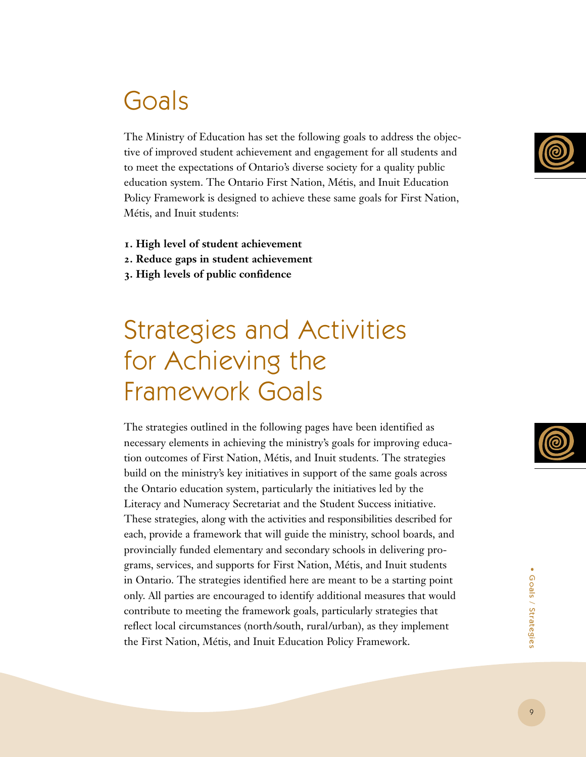# Goals

The Ministry of Education has set the following goals to address the objective of improved student achievement and engagement for all students and to meet the expectations of Ontario's diverse society for a quality public education system. The Ontario First Nation, Métis, and Inuit Education Policy Framework is designed to achieve these same goals for First Nation, Métis, and Inuit students:

1. **High level of student achievement**
2. **Reduce gaps in student achievement**
3. **High levels of public confidence**

# Strategies and Activities for Achieving the Framework Goals

The strategies outlined in the following pages have been identified as necessary elements in achieving the ministry's goals for improving education outcomes of First Nation, Métis, and Inuit students. The strategies build on the ministry's key initiatives in support of the same goals across the Ontario education system, particularly the initiatives led by the Literacy and Numeracy Secretariat and the Student Success initiative. These strategies, along with the activities and responsibilities described for each, provide a framework that will guide the ministry, school boards, and provincially funded elementary and secondary schools in delivering programs, services, and supports for First Nation, Métis, and Inuit students in Ontario. The strategies identified here are meant to be a starting point only. All parties are encouraged to identify additional measures that would contribute to meeting the framework goals, particularly strategies that reflect local circumstances (north/south, rural/urban), as they implement the First Nation, Métis, and Inuit Education Policy Framework.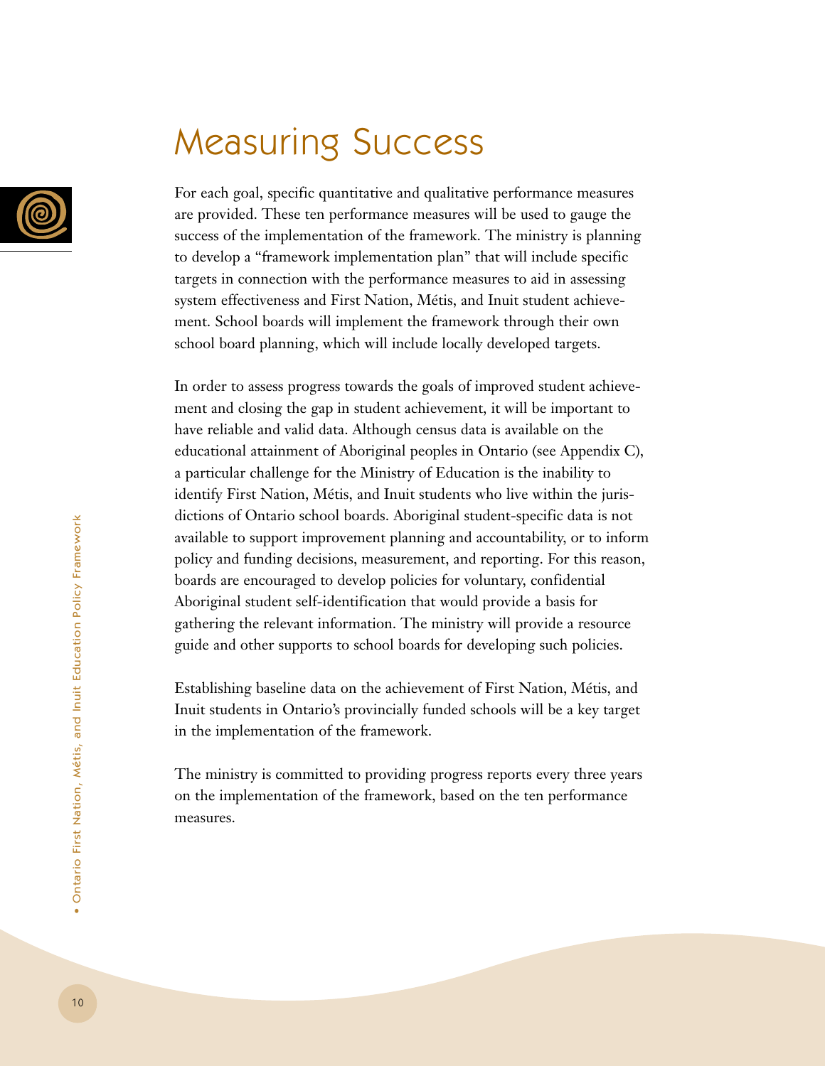# Measuring Success

For each goal, specific quantitative and qualitative performance measures are provided. These ten performance measures will be used to gauge the success of the implementation of the framework. The ministry is planning to develop a "framework implementation plan" that will include specific targets in connection with the performance measures to aid in assessing system effectiveness and First Nation, Métis, and Inuit student achievement. School boards will implement the framework through their own school board planning, which will include locally developed targets.

In order to assess progress towards the goals of improved student achievement and closing the gap in student achievement, it will be important to have reliable and valid data. Although census data is available on the educational attainment of Aboriginal peoples in Ontario (see Appendix C), a particular challenge for the Ministry of Education is the inability to identify First Nation, Métis, and Inuit students who live within the jurisdictions of Ontario school boards. Aboriginal student-specific data is not available to support improvement planning and accountability, or to inform policy and funding decisions, measurement, and reporting. For this reason, boards are encouraged to develop policies for voluntary, confidential Aboriginal student self-identification that would provide a basis for gathering the relevant information. The ministry will provide a resource guide and other supports to school boards for developing such policies.

Establishing baseline data on the achievement of First Nation, Métis, and Inuit students in Ontario's provincially funded schools will be a key target in the implementation of the framework.

The ministry is committed to providing progress reports every three years on the implementation of the framework, based on the ten performance measures.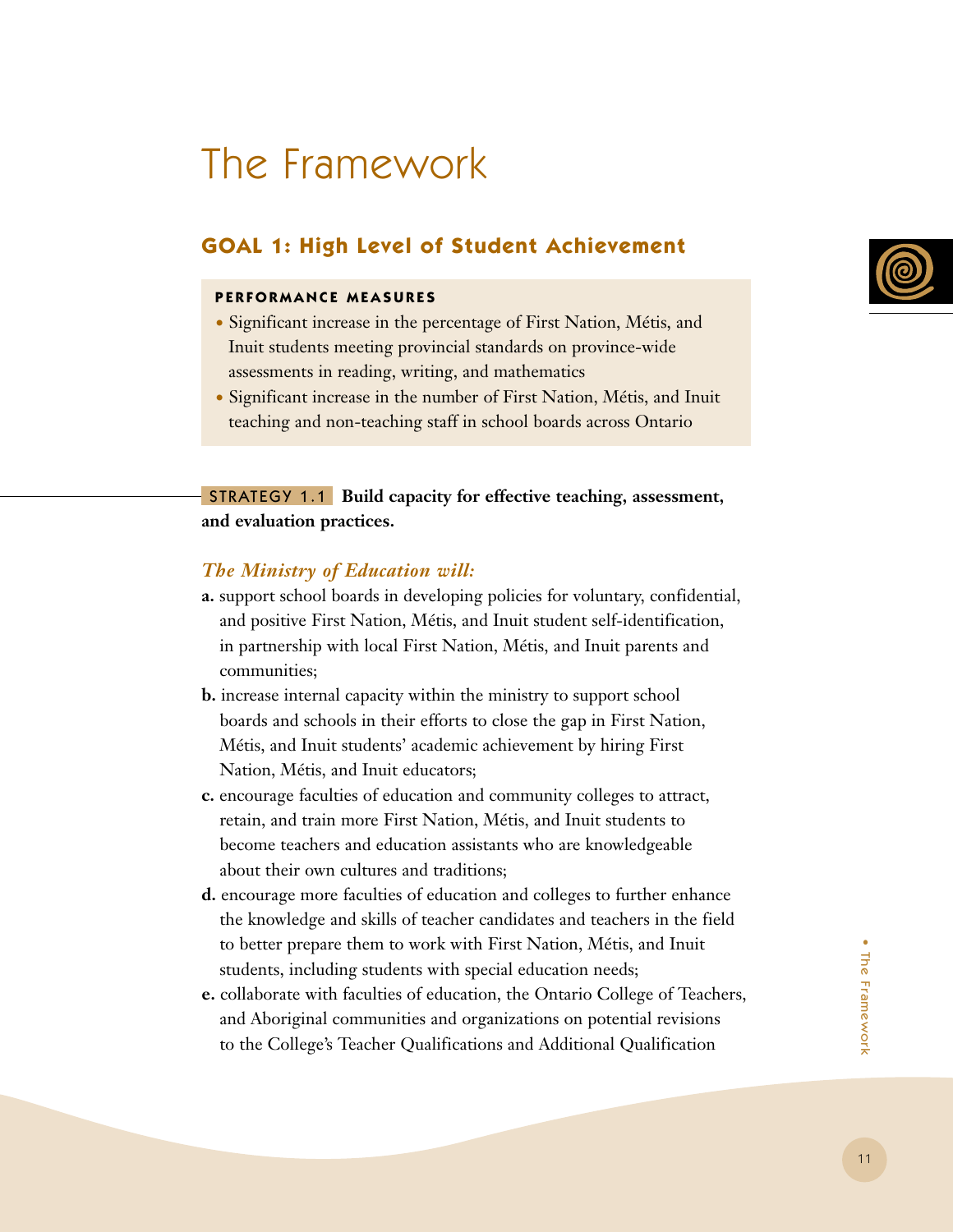# The Framework

## GOAL 1: High Level of Student Achievement

**PERFORMANCE MEASURES**

- Significant increase in the percentage of First Nation, Métis, and Inuit students meeting provincial standards on province-wide assessments in reading, writing, and mathematics
- Significant increase in the number of First Nation, Métis, and Inuit teaching and non-teaching staff in school boards across Ontario

STRATEGY 1.1 **Build capacity for effective teaching, assessment, and evaluation practices.**

***The Ministry of Education will:***

**a.** support school boards in developing policies for voluntary, confidential, and positive First Nation, Métis, and Inuit student self-identification, in partnership with local First Nation, Métis, and Inuit parents and communities;

**b.** increase internal capacity within the ministry to support school boards and schools in their efforts to close the gap in First Nation, Métis, and Inuit students' academic achievement by hiring First Nation, Métis, and Inuit educators;

**c.** encourage faculties of education and community colleges to attract, retain, and train more First Nation, Métis, and Inuit students to become teachers and education assistants who are knowledgeable about their own cultures and traditions;

**d.** encourage more faculties of education and colleges to further enhance the knowledge and skills of teacher candidates and teachers in the field to better prepare them to work with First Nation, Métis, and Inuit students, including students with special education needs;

**e.** collaborate with faculties of education, the Ontario College of Teachers, and Aboriginal communities and organizations on potential revisions to the College's Teacher Qualifications and Additional Qualification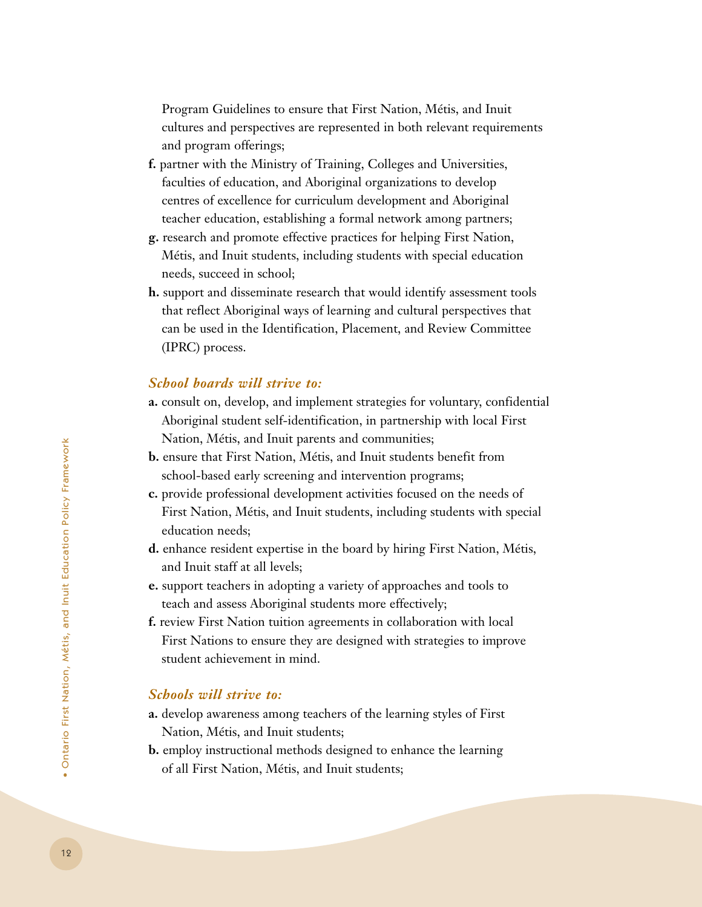Program Guidelines to ensure that First Nation, Métis, and Inuit cultures and perspectives are represented in both relevant requirements and program offerings;

**f.** partner with the Ministry of Training, Colleges and Universities, faculties of education, and Aboriginal organizations to develop centres of excellence for curriculum development and Aboriginal teacher education, establishing a formal network among partners;

**g.** research and promote effective practices for helping First Nation, Métis, and Inuit students, including students with special education needs, succeed in school;

**h.** support and disseminate research that would identify assessment tools that reflect Aboriginal ways of learning and cultural perspectives that can be used in the Identification, Placement, and Review Committee (IPRC) process.

***School boards will strive to:***

**a.** consult on, develop, and implement strategies for voluntary, confidential Aboriginal student self-identification, in partnership with local First Nation, Métis, and Inuit parents and communities;

**b.** ensure that First Nation, Métis, and Inuit students benefit from school-based early screening and intervention programs;

**c.** provide professional development activities focused on the needs of First Nation, Métis, and Inuit students, including students with special education needs;

**d.** enhance resident expertise in the board by hiring First Nation, Métis, and Inuit staff at all levels;

**e.** support teachers in adopting a variety of approaches and tools to teach and assess Aboriginal students more effectively;

**f.** review First Nation tuition agreements in collaboration with local First Nations to ensure they are designed with strategies to improve student achievement in mind.

***Schools will strive to:***

**a.** develop awareness among teachers of the learning styles of First Nation, Métis, and Inuit students;

**b.** employ instructional methods designed to enhance the learning of all First Nation, Métis, and Inuit students;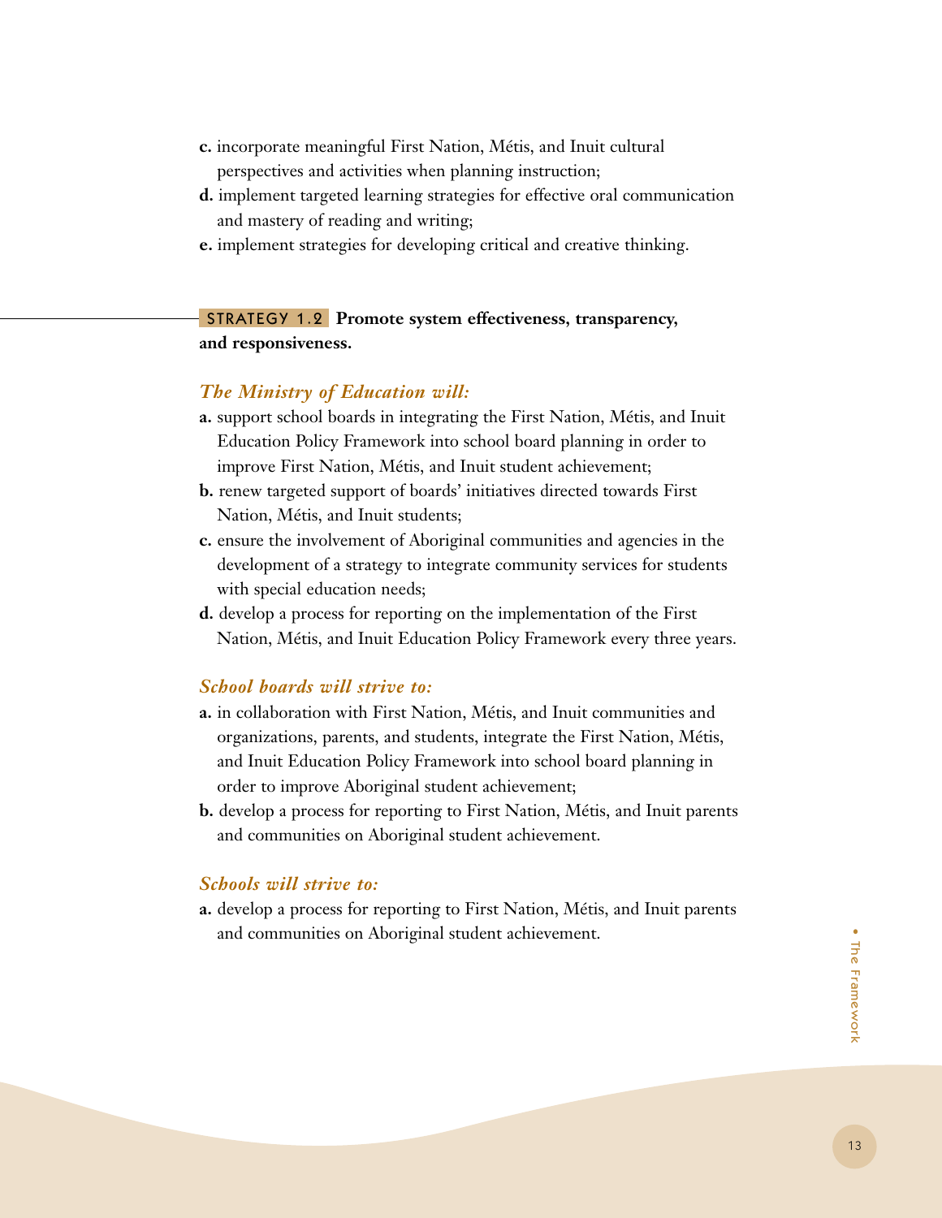**c.** incorporate meaningful First Nation, Métis, and Inuit cultural perspectives and activities when planning instruction;

**d.** implement targeted learning strategies for effective oral communication and mastery of reading and writing;

**e.** implement strategies for developing critical and creative thinking.

### STRATEGY 1.2 Promote system effectiveness, transparency, and responsiveness.

#### *The Ministry of Education will:*

**a.** support school boards in integrating the First Nation, Métis, and Inuit Education Policy Framework into school board planning in order to improve First Nation, Métis, and Inuit student achievement;

**b.** renew targeted support of boards' initiatives directed towards First Nation, Métis, and Inuit students;

**c.** ensure the involvement of Aboriginal communities and agencies in the development of a strategy to integrate community services for students with special education needs;

**d.** develop a process for reporting on the implementation of the First Nation, Métis, and Inuit Education Policy Framework every three years.

#### *School boards will strive to:*

**a.** in collaboration with First Nation, Métis, and Inuit communities and organizations, parents, and students, integrate the First Nation, Métis, and Inuit Education Policy Framework into school board planning in order to improve Aboriginal student achievement;

**b.** develop a process for reporting to First Nation, Métis, and Inuit parents and communities on Aboriginal student achievement.

#### *Schools will strive to:*

**a.** develop a process for reporting to First Nation, Métis, and Inuit parents and communities on Aboriginal student achievement.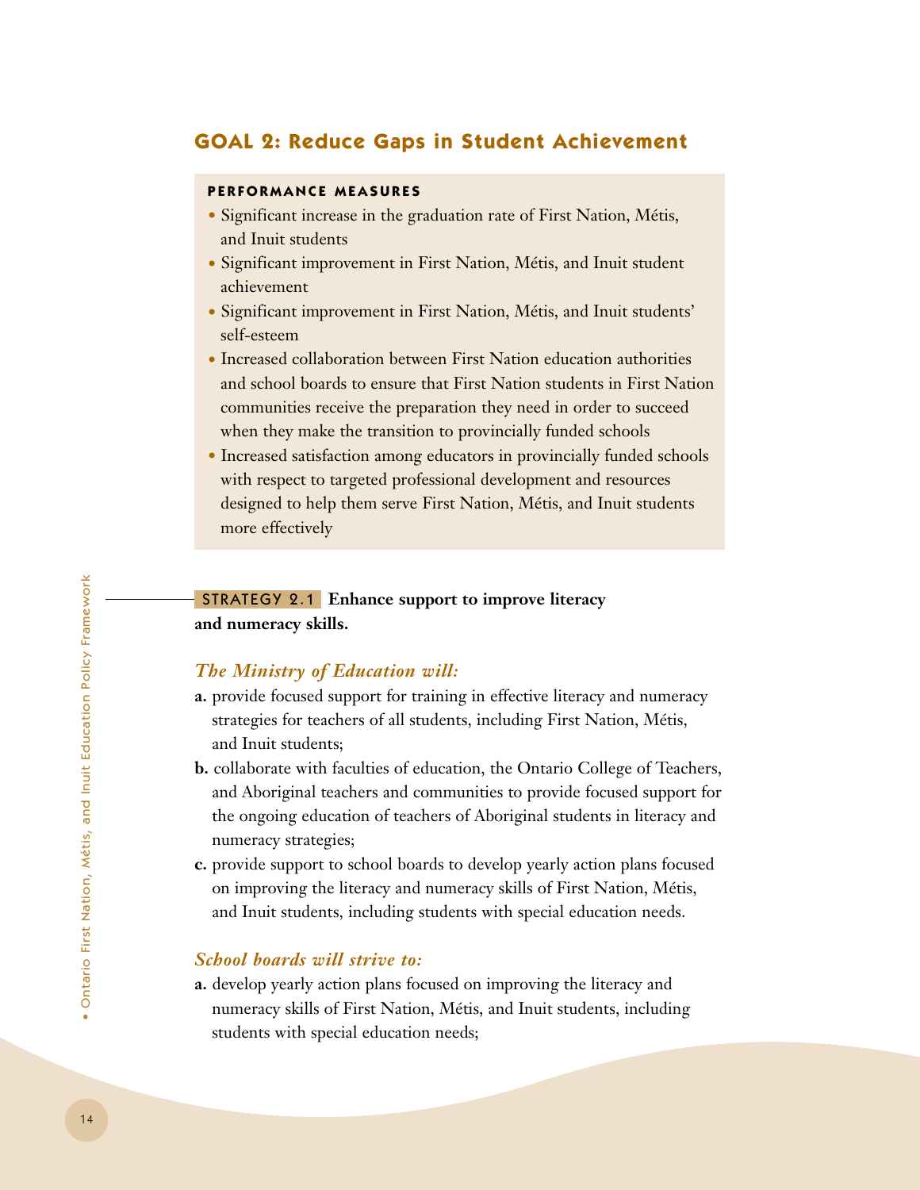## GOAL 2: Reduce Gaps in Student Achievement

**PERFORMANCE MEASURES**

- Significant increase in the graduation rate of First Nation, Métis, and Inuit students
- Significant improvement in First Nation, Métis, and Inuit student achievement
- Significant improvement in First Nation, Métis, and Inuit students' self-esteem
- Increased collaboration between First Nation education authorities and school boards to ensure that First Nation students in First Nation communities receive the preparation they need in order to succeed when they make the transition to provincially funded schools
- Increased satisfaction among educators in provincially funded schools with respect to targeted professional development and resources designed to help them serve First Nation, Métis, and Inuit students more effectively

### STRATEGY 2.1 Enhance support to improve literacy and numeracy skills.

***The Ministry of Education will:***

**a.** provide focused support for training in effective literacy and numeracy strategies for teachers of all students, including First Nation, Métis, and Inuit students;

**b.** collaborate with faculties of education, the Ontario College of Teachers, and Aboriginal teachers and communities to provide focused support for the ongoing education of teachers of Aboriginal students in literacy and numeracy strategies;

**c.** provide support to school boards to develop yearly action plans focused on improving the literacy and numeracy skills of First Nation, Métis, and Inuit students, including students with special education needs.

***School boards will strive to:***

**a.** develop yearly action plans focused on improving the literacy and numeracy skills of First Nation, Métis, and Inuit students, including students with special education needs;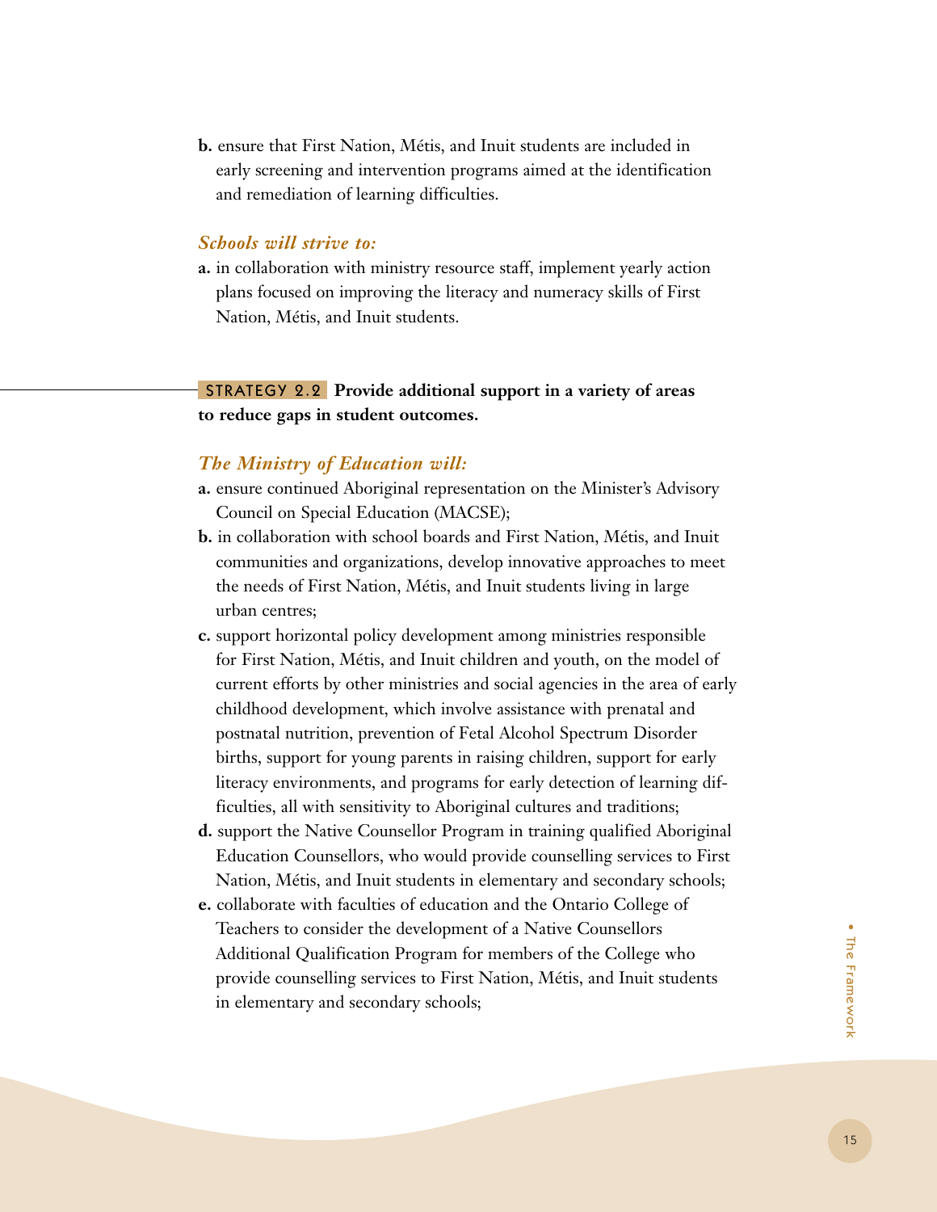**b.** ensure that First Nation, Métis, and Inuit students are included in early screening and intervention programs aimed at the identification and remediation of learning difficulties.

***Schools will strive to:***

**a.** in collaboration with ministry resource staff, implement yearly action plans focused on improving the literacy and numeracy skills of First Nation, Métis, and Inuit students.

STRATEGY 2.2 **Provide additional support in a variety of areas to reduce gaps in student outcomes.**

***The Ministry of Education will:***

**a.** ensure continued Aboriginal representation on the Minister's Advisory Council on Special Education (MACSE);

**b.** in collaboration with school boards and First Nation, Métis, and Inuit communities and organizations, develop innovative approaches to meet the needs of First Nation, Métis, and Inuit students living in large urban centres;

**c.** support horizontal policy development among ministries responsible for First Nation, Métis, and Inuit children and youth, on the model of current efforts by other ministries and social agencies in the area of early childhood development, which involve assistance with prenatal and postnatal nutrition, prevention of Fetal Alcohol Spectrum Disorder births, support for young parents in raising children, support for early literacy environments, and programs for early detection of learning difficulties, all with sensitivity to Aboriginal cultures and traditions;

**d.** support the Native Counsellor Program in training qualified Aboriginal Education Counsellors, who would provide counselling services to First Nation, Métis, and Inuit students in elementary and secondary schools;

**e.** collaborate with faculties of education and the Ontario College of Teachers to consider the development of a Native Counsellors Additional Qualification Program for members of the College who provide counselling services to First Nation, Métis, and Inuit students in elementary and secondary schools;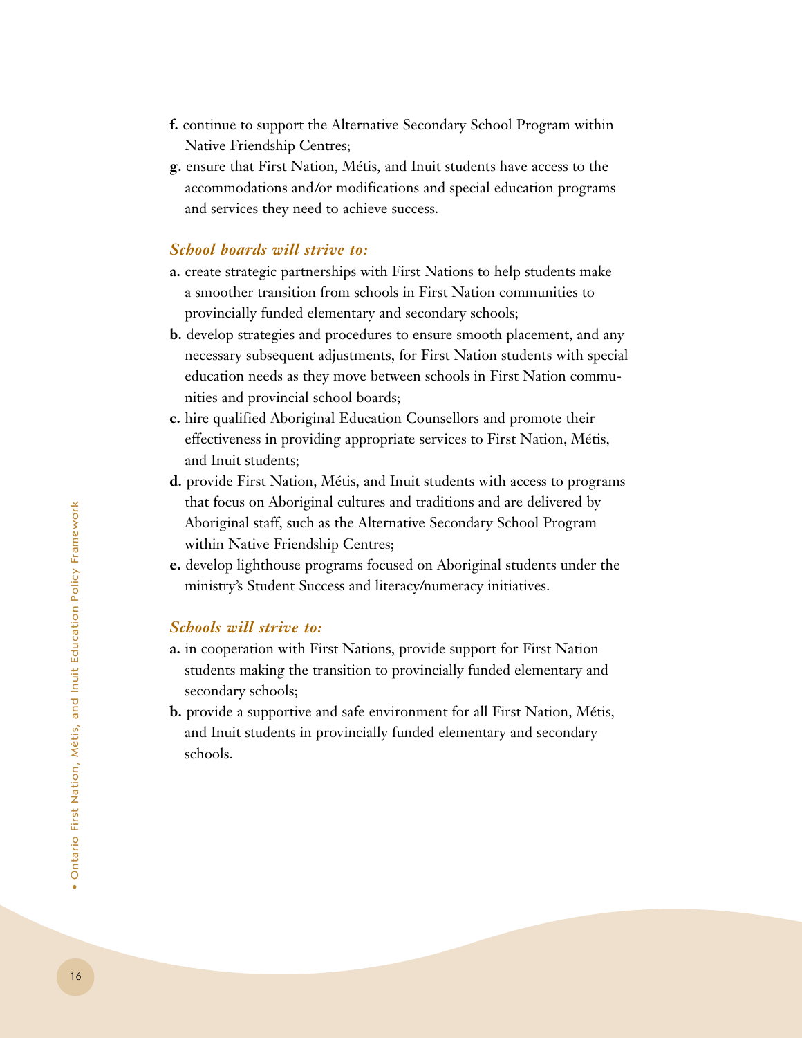**f.** continue to support the Alternative Secondary School Program within Native Friendship Centres;

**g.** ensure that First Nation, Métis, and Inuit students have access to the accommodations and/or modifications and special education programs and services they need to achieve success.

***School boards will strive to:***

**a.** create strategic partnerships with First Nations to help students make a smoother transition from schools in First Nation communities to provincially funded elementary and secondary schools;

**b.** develop strategies and procedures to ensure smooth placement, and any necessary subsequent adjustments, for First Nation students with special education needs as they move between schools in First Nation communities and provincial school boards;

**c.** hire qualified Aboriginal Education Counsellors and promote their effectiveness in providing appropriate services to First Nation, Métis, and Inuit students;

**d.** provide First Nation, Métis, and Inuit students with access to programs that focus on Aboriginal cultures and traditions and are delivered by Aboriginal staff, such as the Alternative Secondary School Program within Native Friendship Centres;

**e.** develop lighthouse programs focused on Aboriginal students under the ministry's Student Success and literacy/numeracy initiatives.

***Schools will strive to:***

**a.** in cooperation with First Nations, provide support for First Nation students making the transition to provincially funded elementary and secondary schools;

**b.** provide a supportive and safe environment for all First Nation, Métis, and Inuit students in provincially funded elementary and secondary schools.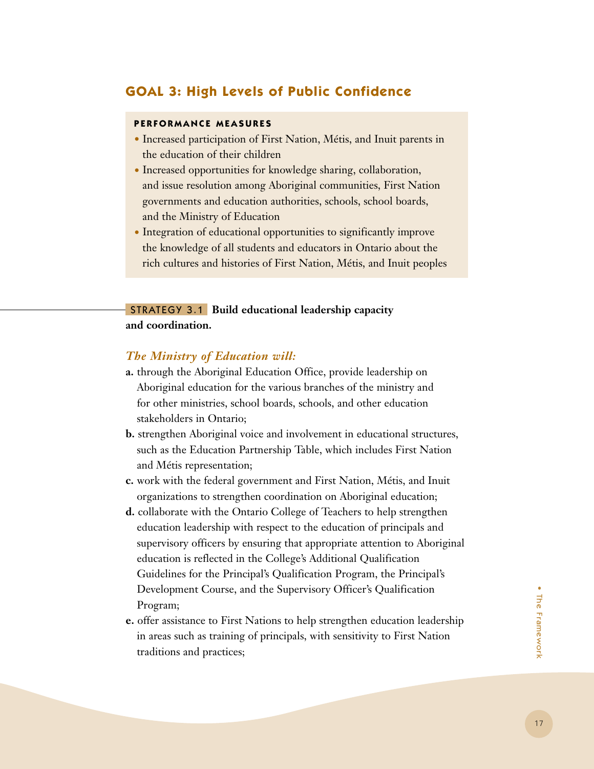## GOAL 3: High Levels of Public Confidence

**PERFORMANCE MEASURES**

- Increased participation of First Nation, Métis, and Inuit parents in the education of their children
- Increased opportunities for knowledge sharing, collaboration, and issue resolution among Aboriginal communities, First Nation governments and education authorities, schools, school boards, and the Ministry of Education
- Integration of educational opportunities to significantly improve the knowledge of all students and educators in Ontario about the rich cultures and histories of First Nation, Métis, and Inuit peoples

STRATEGY 3.1 **Build educational leadership capacity and coordination.**

***The Ministry of Education will:***

**a.** through the Aboriginal Education Office, provide leadership on Aboriginal education for the various branches of the ministry and for other ministries, school boards, schools, and other education stakeholders in Ontario;

**b.** strengthen Aboriginal voice and involvement in educational structures, such as the Education Partnership Table, which includes First Nation and Métis representation;

**c.** work with the federal government and First Nation, Métis, and Inuit organizations to strengthen coordination on Aboriginal education;

**d.** collaborate with the Ontario College of Teachers to help strengthen education leadership with respect to the education of principals and supervisory officers by ensuring that appropriate attention to Aboriginal education is reflected in the College's Additional Qualification Guidelines for the Principal's Qualification Program, the Principal's Development Course, and the Supervisory Officer's Qualification Program;

**e.** offer assistance to First Nations to help strengthen education leadership in areas such as training of principals, with sensitivity to First Nation traditions and practices;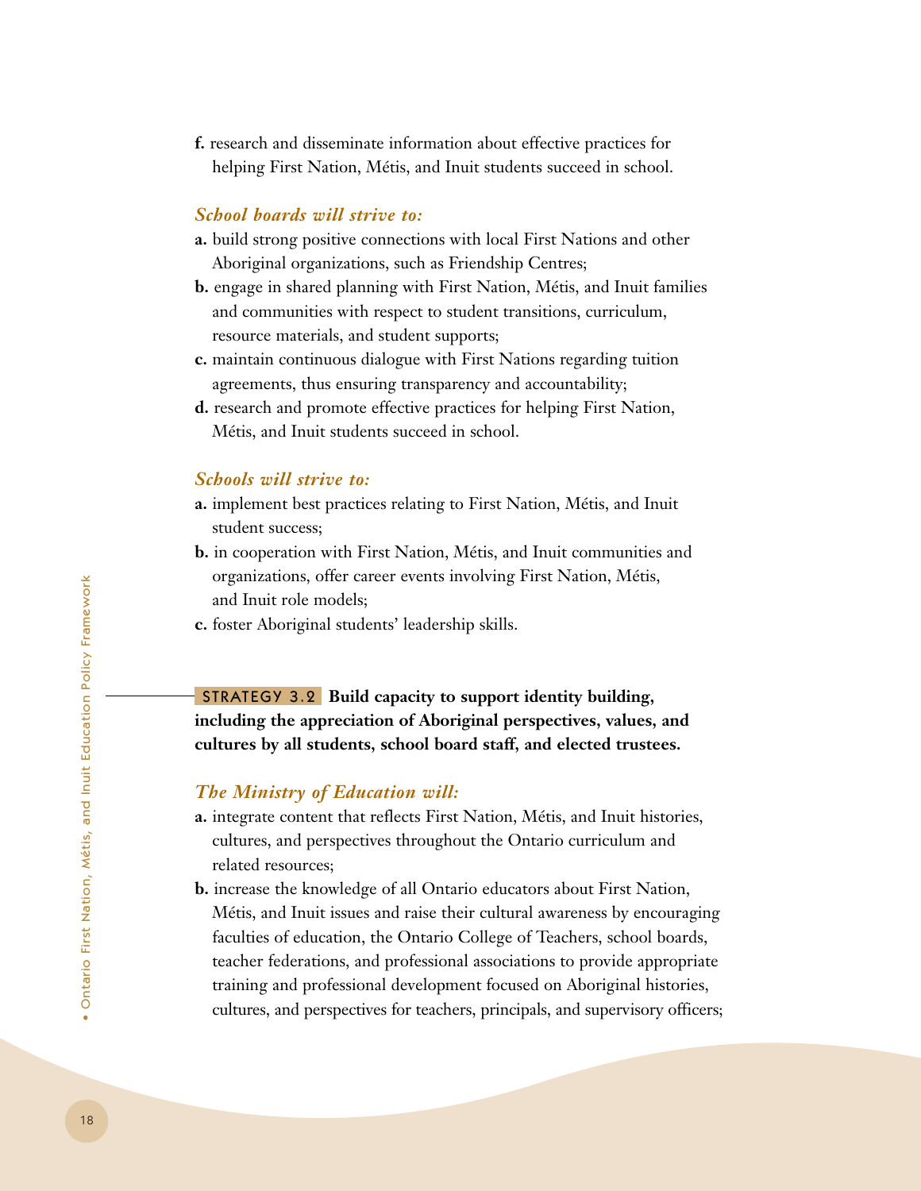**f.** research and disseminate information about effective practices for helping First Nation, Métis, and Inuit students succeed in school.

***School boards will strive to:***

**a.** build strong positive connections with local First Nations and other Aboriginal organizations, such as Friendship Centres;

**b.** engage in shared planning with First Nation, Métis, and Inuit families and communities with respect to student transitions, curriculum, resource materials, and student supports;

**c.** maintain continuous dialogue with First Nations regarding tuition agreements, thus ensuring transparency and accountability;

**d.** research and promote effective practices for helping First Nation, Métis, and Inuit students succeed in school.

***Schools will strive to:***

**a.** implement best practices relating to First Nation, Métis, and Inuit student success;

**b.** in cooperation with First Nation, Métis, and Inuit communities and organizations, offer career events involving First Nation, Métis, and Inuit role models;

**c.** foster Aboriginal students' leadership skills.

STRATEGY 3.2 **Build capacity to support identity building, including the appreciation of Aboriginal perspectives, values, and cultures by all students, school board staff, and elected trustees.**

***The Ministry of Education will:***

**a.** integrate content that reflects First Nation, Métis, and Inuit histories, cultures, and perspectives throughout the Ontario curriculum and related resources;

**b.** increase the knowledge of all Ontario educators about First Nation, Métis, and Inuit issues and raise their cultural awareness by encouraging faculties of education, the Ontario College of Teachers, school boards, teacher federations, and professional associations to provide appropriate training and professional development focused on Aboriginal histories, cultures, and perspectives for teachers, principals, and supervisory officers;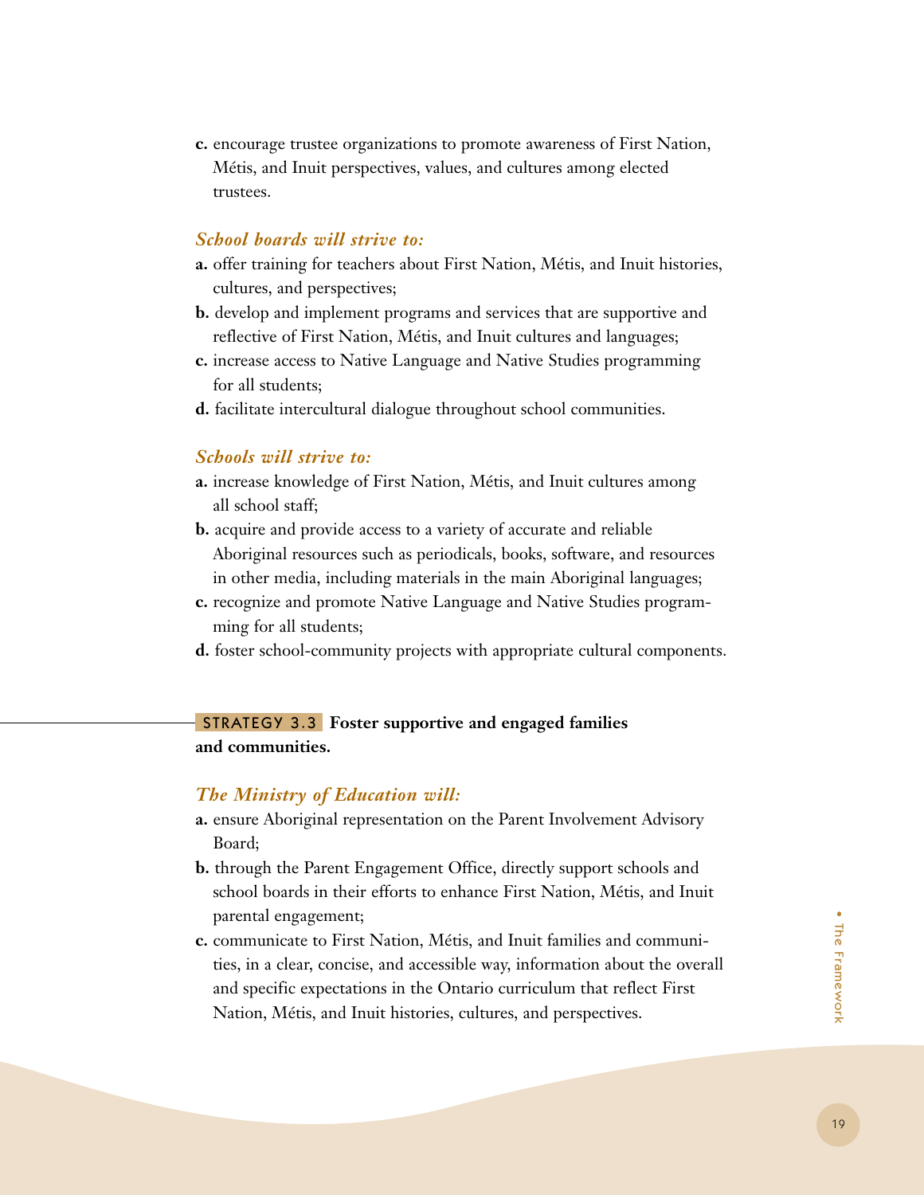**c.** encourage trustee organizations to promote awareness of First Nation, Métis, and Inuit perspectives, values, and cultures among elected trustees.

***School boards will strive to:***

**a.** offer training for teachers about First Nation, Métis, and Inuit histories, cultures, and perspectives;

**b.** develop and implement programs and services that are supportive and reflective of First Nation, Métis, and Inuit cultures and languages;

**c.** increase access to Native Language and Native Studies programming for all students;

**d.** facilitate intercultural dialogue throughout school communities.

***Schools will strive to:***

**a.** increase knowledge of First Nation, Métis, and Inuit cultures among all school staff;

**b.** acquire and provide access to a variety of accurate and reliable Aboriginal resources such as periodicals, books, software, and resources in other media, including materials in the main Aboriginal languages;

**c.** recognize and promote Native Language and Native Studies programming for all students;

**d.** foster school-community projects with appropriate cultural components.

## STRATEGY 3.3 **Foster supportive and engaged families and communities.**

***The Ministry of Education will:***

**a.** ensure Aboriginal representation on the Parent Involvement Advisory Board;

**b.** through the Parent Engagement Office, directly support schools and school boards in their efforts to enhance First Nation, Métis, and Inuit parental engagement;

**c.** communicate to First Nation, Métis, and Inuit families and communities, in a clear, concise, and accessible way, information about the overall and specific expectations in the Ontario curriculum that reflect First Nation, Métis, and Inuit histories, cultures, and perspectives.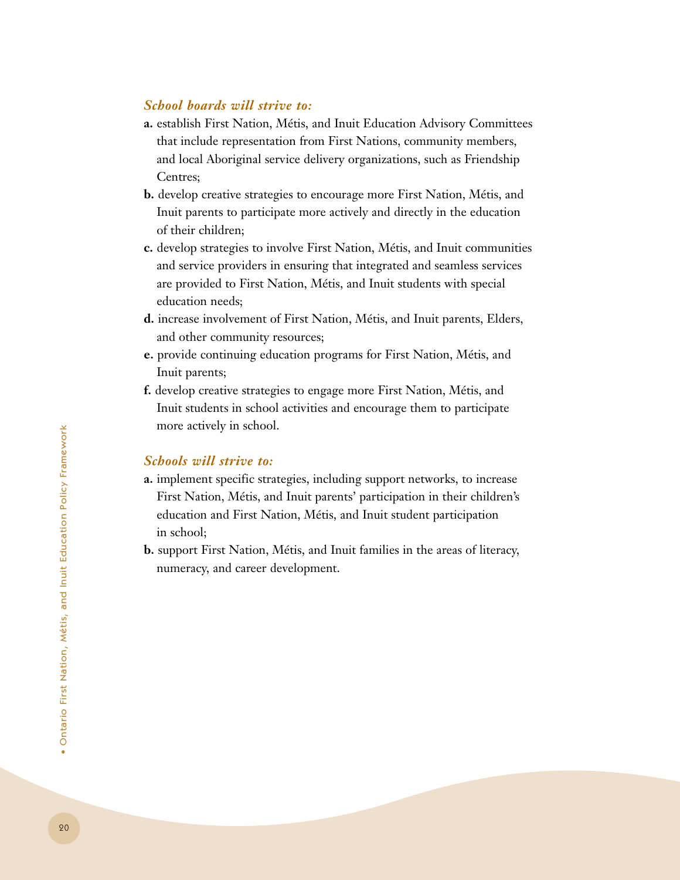***School boards will strive to:***

**a.** establish First Nation, Métis, and Inuit Education Advisory Committees that include representation from First Nations, community members, and local Aboriginal service delivery organizations, such as Friendship Centres;

**b.** develop creative strategies to encourage more First Nation, Métis, and Inuit parents to participate more actively and directly in the education of their children;

**c.** develop strategies to involve First Nation, Métis, and Inuit communities and service providers in ensuring that integrated and seamless services are provided to First Nation, Métis, and Inuit students with special education needs;

**d.** increase involvement of First Nation, Métis, and Inuit parents, Elders, and other community resources;

**e.** provide continuing education programs for First Nation, Métis, and Inuit parents;

**f.** develop creative strategies to engage more First Nation, Métis, and Inuit students in school activities and encourage them to participate more actively in school.

***Schools will strive to:***

**a.** implement specific strategies, including support networks, to increase First Nation, Métis, and Inuit parents' participation in their children's education and First Nation, Métis, and Inuit student participation in school;

**b.** support First Nation, Métis, and Inuit families in the areas of literacy, numeracy, and career development.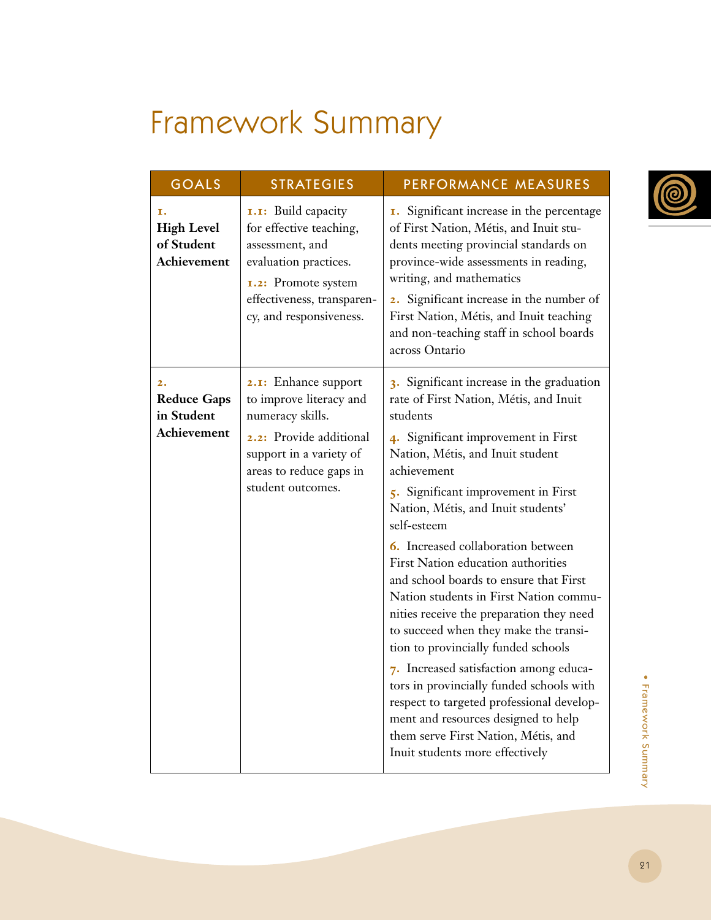# Framework Summary

| GOALS | STRATEGIES | PERFORMANCE MEASURES |
|---|---|---|
| **1. High Level of Student Achievement** | **1.1:** Build capacity for effective teaching, assessment, and evaluation practices.<br>**1.2:** Promote system effectiveness, transparency, and responsiveness. | **1.** Significant increase in the percentage of First Nation, Métis, and Inuit students meeting provincial standards on province-wide assessments in reading, writing, and mathematics<br>**2.** Significant increase in the number of First Nation, Métis, and Inuit teaching and non-teaching staff in school boards across Ontario |
| **2. Reduce Gaps in Student Achievement** | **2.1:** Enhance support to improve literacy and numeracy skills.<br>**2.2:** Provide additional support in a variety of areas to reduce gaps in student outcomes. | **3.** Significant increase in the graduation rate of First Nation, Métis, and Inuit students<br>**4.** Significant improvement in First Nation, Métis, and Inuit student achievement<br>**5.** Significant improvement in First Nation, Métis, and Inuit students' self-esteem<br>**6.** Increased collaboration between First Nation education authorities and school boards to ensure that First Nation students in First Nation communities receive the preparation they need to succeed when they make the transition to provincially funded schools<br>**7.** Increased satisfaction among educators in provincially funded schools with respect to targeted professional development and resources designed to help them serve First Nation, Métis, and Inuit students more effectively |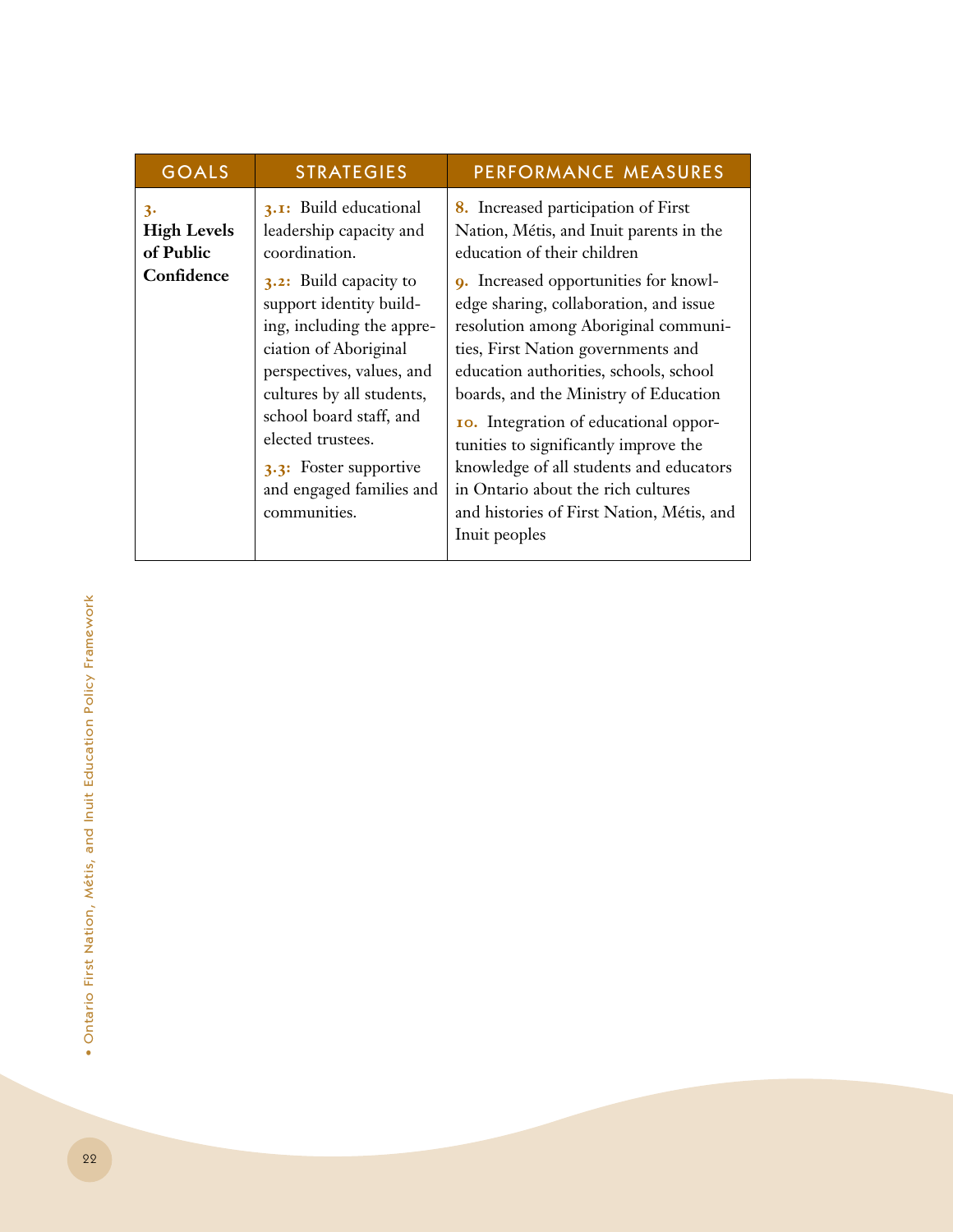| GOALS | STRATEGIES | PERFORMANCE MEASURES |
|---|---|---|
| 3. **High Levels of Public Confidence** | 3.1: Build educational leadership capacity and coordination.<br><br>3.2: Build capacity to support identity building, including the appreciation of Aboriginal perspectives, values, and cultures by all students, school board staff, and elected trustees.<br><br>3.3: Foster supportive and engaged families and communities. | 8. Increased participation of First Nation, Métis, and Inuit parents in the education of their children<br><br>9. Increased opportunities for knowledge sharing, collaboration, and issue resolution among Aboriginal communities, First Nation governments and education authorities, schools, school boards, and the Ministry of Education<br><br>10. Integration of educational opportunities to significantly improve the knowledge of all students and educators in Ontario about the rich cultures and histories of First Nation, Métis, and Inuit peoples |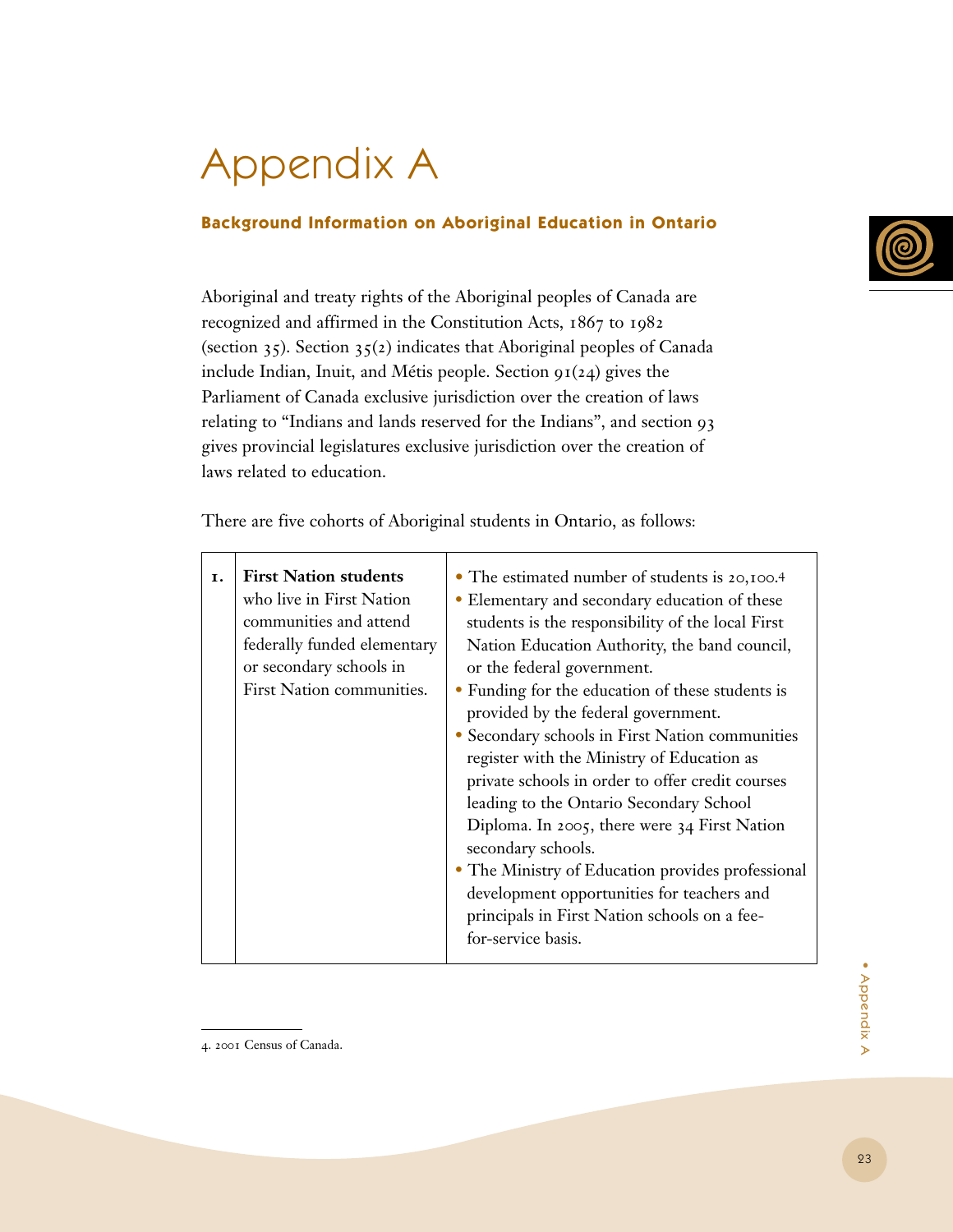# Appendix A

## Background Information on Aboriginal Education in Ontario

Aboriginal and treaty rights of the Aboriginal peoples of Canada are recognized and affirmed in the Constitution Acts, 1867 to 1982 (section 35). Section 35(2) indicates that Aboriginal peoples of Canada include Indian, Inuit, and Métis people. Section 91(24) gives the Parliament of Canada exclusive jurisdiction over the creation of laws relating to "Indians and lands reserved for the Indians", and section 93 gives provincial legislatures exclusive jurisdiction over the creation of laws related to education.

There are five cohorts of Aboriginal students in Ontario, as follows:

| | | |
|---|---|---|
| 1. | **First Nation students** who live in First Nation communities and attend federally funded elementary or secondary schools in First Nation communities. | • The estimated number of students is 20,100.[4]<br>• Elementary and secondary education of these students is the responsibility of the local First Nation Education Authority, the band council, or the federal government.<br>• Funding for the education of these students is provided by the federal government.<br>• Secondary schools in First Nation communities register with the Ministry of Education as private schools in order to offer credit courses leading to the Ontario Secondary School Diploma. In 2005, there were 34 First Nation secondary schools.<br>• The Ministry of Education provides professional development opportunities for teachers and principals in First Nation schools on a fee-for-service basis. |

4. 2001 Census of Canada.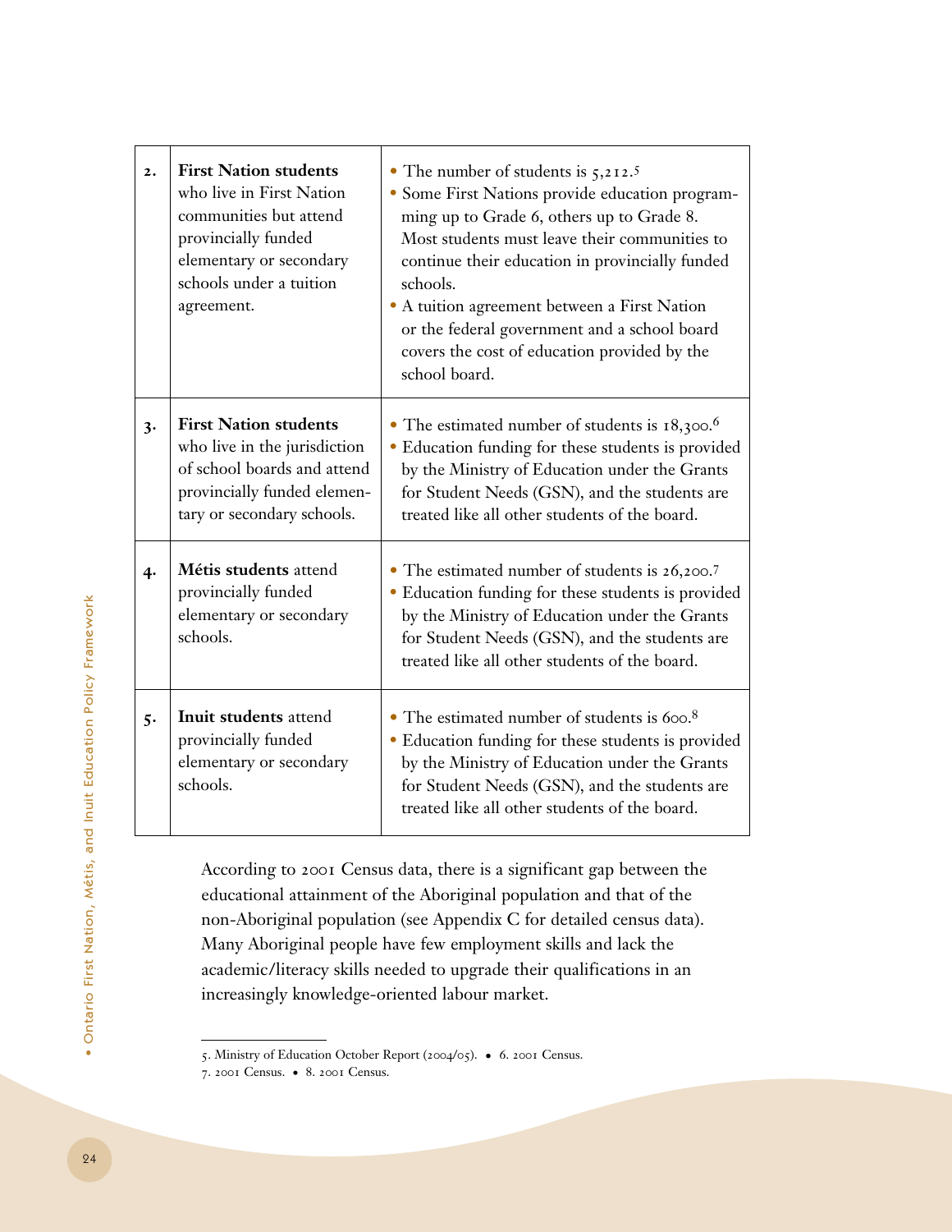| | | |
|---|---|---|
| 2. | **First Nation students** who live in First Nation communities but attend provincially funded elementary or secondary schools under a tuition agreement. | • The number of students is 5,212.[5]<br>• Some First Nations provide education programming up to Grade 6, others up to Grade 8. Most students must leave their communities to continue their education in provincially funded schools.<br>• A tuition agreement between a First Nation or the federal government and a school board covers the cost of education provided by the school board. |
| 3. | **First Nation students** who live in the jurisdiction of school boards and attend provincially funded elementary or secondary schools. | • The estimated number of students is 18,300.[6]<br>• Education funding for these students is provided by the Ministry of Education under the Grants for Student Needs (GSN), and the students are treated like all other students of the board. |
| 4. | **Métis students** attend provincially funded elementary or secondary schools. | • The estimated number of students is 26,200.[7]<br>• Education funding for these students is provided by the Ministry of Education under the Grants for Student Needs (GSN), and the students are treated like all other students of the board. |
| 5. | **Inuit students** attend provincially funded elementary or secondary schools. | • The estimated number of students is 600.[8]<br>• Education funding for these students is provided by the Ministry of Education under the Grants for Student Needs (GSN), and the students are treated like all other students of the board. |

According to 2001 Census data, there is a significant gap between the educational attainment of the Aboriginal population and that of the non-Aboriginal population (see Appendix C for detailed census data). Many Aboriginal people have few employment skills and lack the academic/literacy skills needed to upgrade their qualifications in an increasingly knowledge-oriented labour market.

5. Ministry of Education October Report (2004/05). • 6. 2001 Census.
7. 2001 Census. • 8. 2001 Census.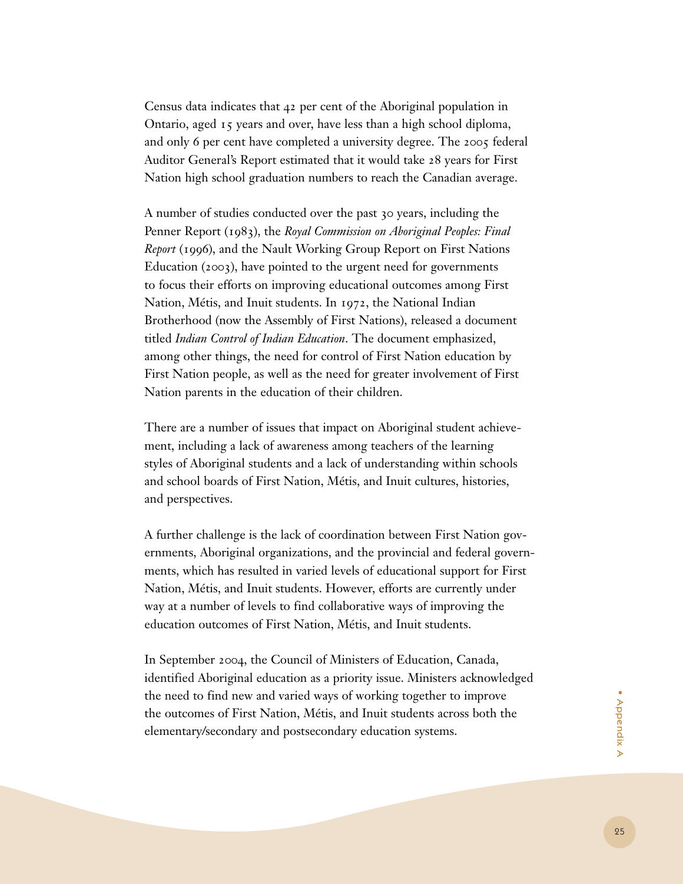Census data indicates that 42 per cent of the Aboriginal population in Ontario, aged 15 years and over, have less than a high school diploma, and only 6 per cent have completed a university degree. The 2005 federal Auditor General's Report estimated that it would take 28 years for First Nation high school graduation numbers to reach the Canadian average.

A number of studies conducted over the past 30 years, including the Penner Report (1983), the *Royal Commission on Aboriginal Peoples: Final Report* (1996), and the Nault Working Group Report on First Nations Education (2003), have pointed to the urgent need for governments to focus their efforts on improving educational outcomes among First Nation, Métis, and Inuit students. In 1972, the National Indian Brotherhood (now the Assembly of First Nations), released a document titled *Indian Control of Indian Education*. The document emphasized, among other things, the need for control of First Nation education by First Nation people, as well as the need for greater involvement of First Nation parents in the education of their children.

There are a number of issues that impact on Aboriginal student achievement, including a lack of awareness among teachers of the learning styles of Aboriginal students and a lack of understanding within schools and school boards of First Nation, Métis, and Inuit cultures, histories, and perspectives.

A further challenge is the lack of coordination between First Nation governments, Aboriginal organizations, and the provincial and federal governments, which has resulted in varied levels of educational support for First Nation, Métis, and Inuit students. However, efforts are currently under way at a number of levels to find collaborative ways of improving the education outcomes of First Nation, Métis, and Inuit students.

In September 2004, the Council of Ministers of Education, Canada, identified Aboriginal education as a priority issue. Ministers acknowledged the need to find new and varied ways of working together to improve the outcomes of First Nation, Métis, and Inuit students across both the elementary/secondary and postsecondary education systems.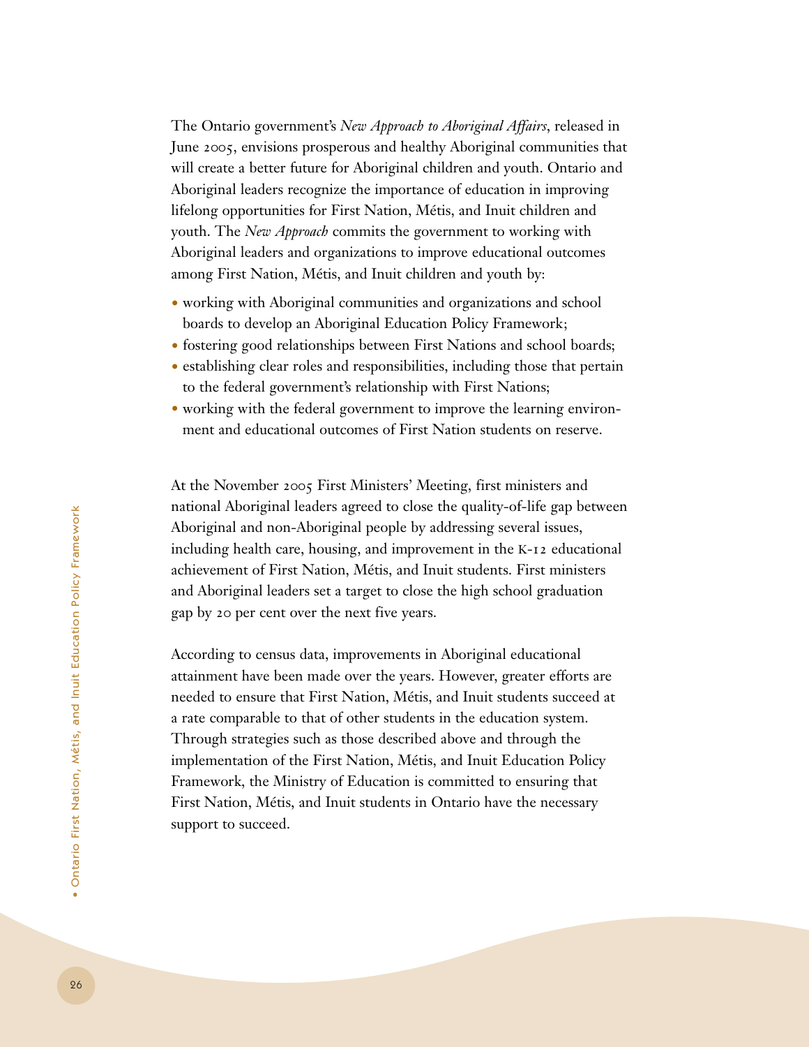The Ontario government's *New Approach to Aboriginal Affairs*, released in June 2005, envisions prosperous and healthy Aboriginal communities that will create a better future for Aboriginal children and youth. Ontario and Aboriginal leaders recognize the importance of education in improving lifelong opportunities for First Nation, Métis, and Inuit children and youth. The *New Approach* commits the government to working with Aboriginal leaders and organizations to improve educational outcomes among First Nation, Métis, and Inuit children and youth by:

- working with Aboriginal communities and organizations and school boards to develop an Aboriginal Education Policy Framework;
- fostering good relationships between First Nations and school boards;
- establishing clear roles and responsibilities, including those that pertain to the federal government's relationship with First Nations;
- working with the federal government to improve the learning environment and educational outcomes of First Nation students on reserve.

At the November 2005 First Ministers' Meeting, first ministers and national Aboriginal leaders agreed to close the quality-of-life gap between Aboriginal and non-Aboriginal people by addressing several issues, including health care, housing, and improvement in the K-12 educational achievement of First Nation, Métis, and Inuit students. First ministers and Aboriginal leaders set a target to close the high school graduation gap by 20 per cent over the next five years.

According to census data, improvements in Aboriginal educational attainment have been made over the years. However, greater efforts are needed to ensure that First Nation, Métis, and Inuit students succeed at a rate comparable to that of other students in the education system. Through strategies such as those described above and through the implementation of the First Nation, Métis, and Inuit Education Policy Framework, the Ministry of Education is committed to ensuring that First Nation, Métis, and Inuit students in Ontario have the necessary support to succeed.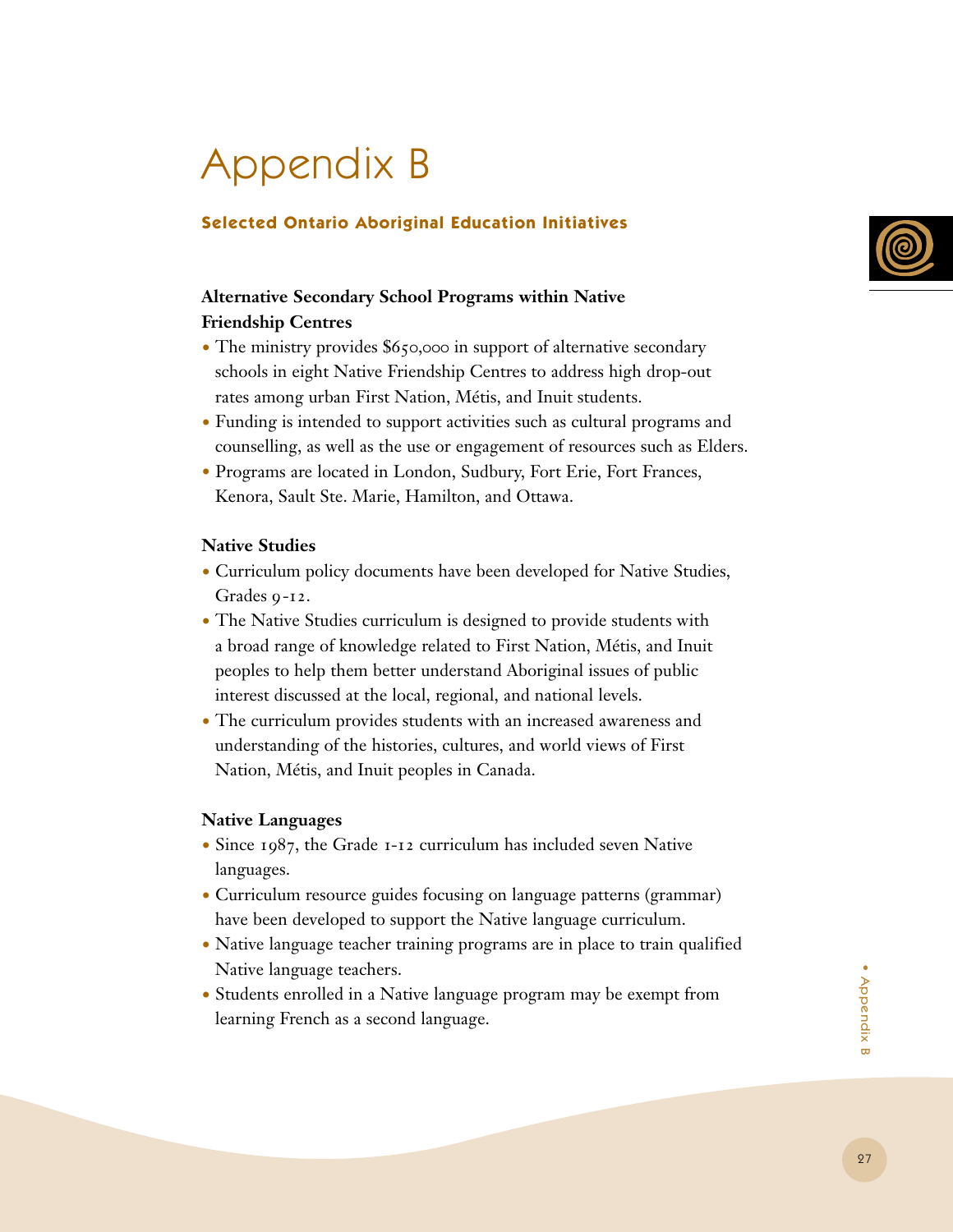# Appendix B

## Selected Ontario Aboriginal Education Initiatives

### Alternative Secondary School Programs within Native Friendship Centres

- The ministry provides $650,000 in support of alternative secondary schools in eight Native Friendship Centres to address high drop-out rates among urban First Nation, Métis, and Inuit students.
- Funding is intended to support activities such as cultural programs and counselling, as well as the use or engagement of resources such as Elders.
- Programs are located in London, Sudbury, Fort Erie, Fort Frances, Kenora, Sault Ste. Marie, Hamilton, and Ottawa.

### Native Studies

- Curriculum policy documents have been developed for Native Studies, Grades 9-12.
- The Native Studies curriculum is designed to provide students with a broad range of knowledge related to First Nation, Métis, and Inuit peoples to help them better understand Aboriginal issues of public interest discussed at the local, regional, and national levels.
- The curriculum provides students with an increased awareness and understanding of the histories, cultures, and world views of First Nation, Métis, and Inuit peoples in Canada.

### Native Languages

- Since 1987, the Grade 1-12 curriculum has included seven Native languages.
- Curriculum resource guides focusing on language patterns (grammar) have been developed to support the Native language curriculum.
- Native language teacher training programs are in place to train qualified Native language teachers.
- Students enrolled in a Native language program may be exempt from learning French as a second language.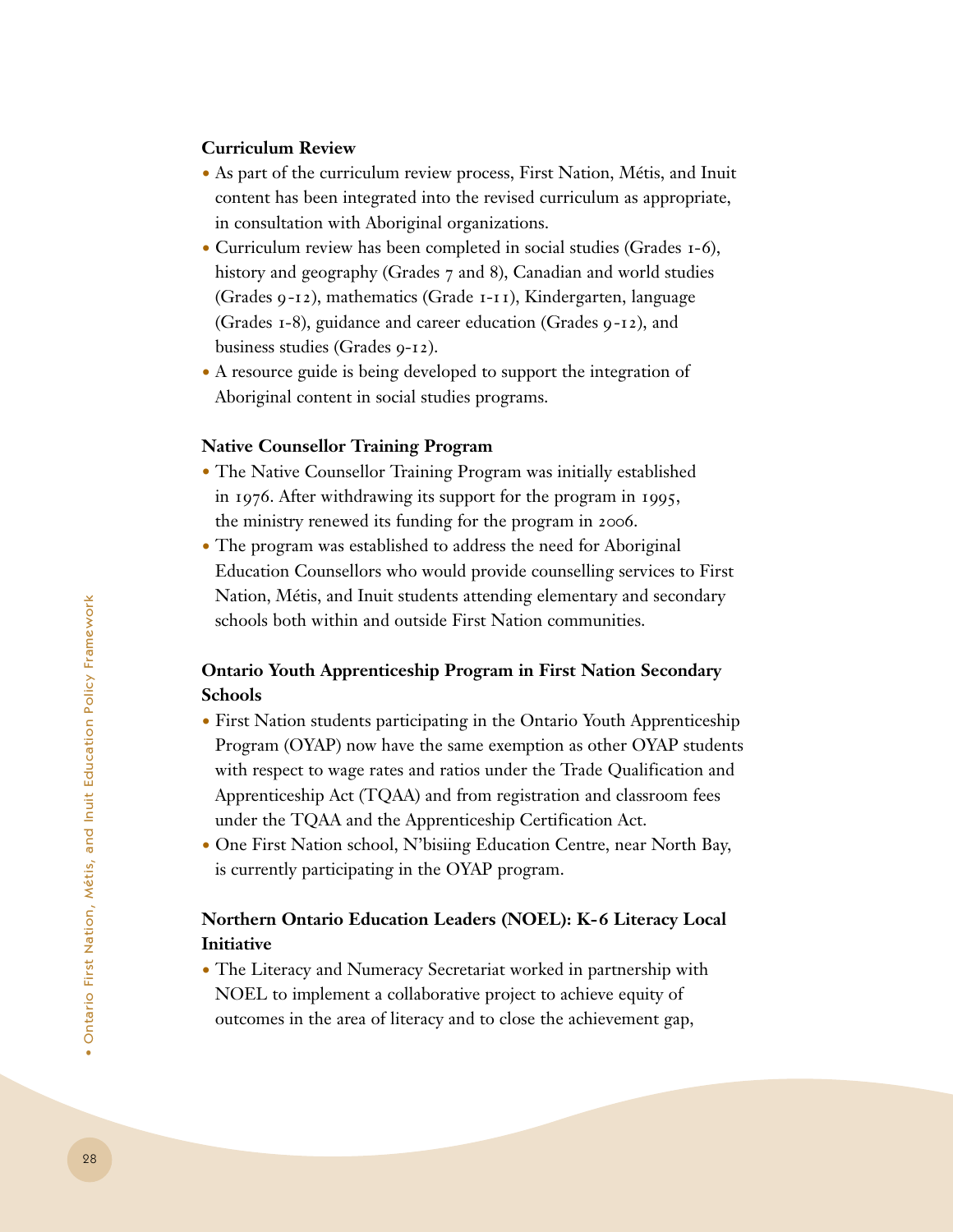**Curriculum Review**

- As part of the curriculum review process, First Nation, Métis, and Inuit content has been integrated into the revised curriculum as appropriate, in consultation with Aboriginal organizations.
- Curriculum review has been completed in social studies (Grades 1-6), history and geography (Grades 7 and 8), Canadian and world studies (Grades 9-12), mathematics (Grade 1-11), Kindergarten, language (Grades 1-8), guidance and career education (Grades 9-12), and business studies (Grades 9-12).
- A resource guide is being developed to support the integration of Aboriginal content in social studies programs.

**Native Counsellor Training Program**

- The Native Counsellor Training Program was initially established in 1976. After withdrawing its support for the program in 1995, the ministry renewed its funding for the program in 2006.
- The program was established to address the need for Aboriginal Education Counsellors who would provide counselling services to First Nation, Métis, and Inuit students attending elementary and secondary schools both within and outside First Nation communities.

**Ontario Youth Apprenticeship Program in First Nation Secondary Schools**

- First Nation students participating in the Ontario Youth Apprenticeship Program (OYAP) now have the same exemption as other OYAP students with respect to wage rates and ratios under the Trade Qualification and Apprenticeship Act (TQAA) and from registration and classroom fees under the TQAA and the Apprenticeship Certification Act.
- One First Nation school, N'bisiing Education Centre, near North Bay, is currently participating in the OYAP program.

**Northern Ontario Education Leaders (NOEL): K-6 Literacy Local Initiative**

- The Literacy and Numeracy Secretariat worked in partnership with NOEL to implement a collaborative project to achieve equity of outcomes in the area of literacy and to close the achievement gap,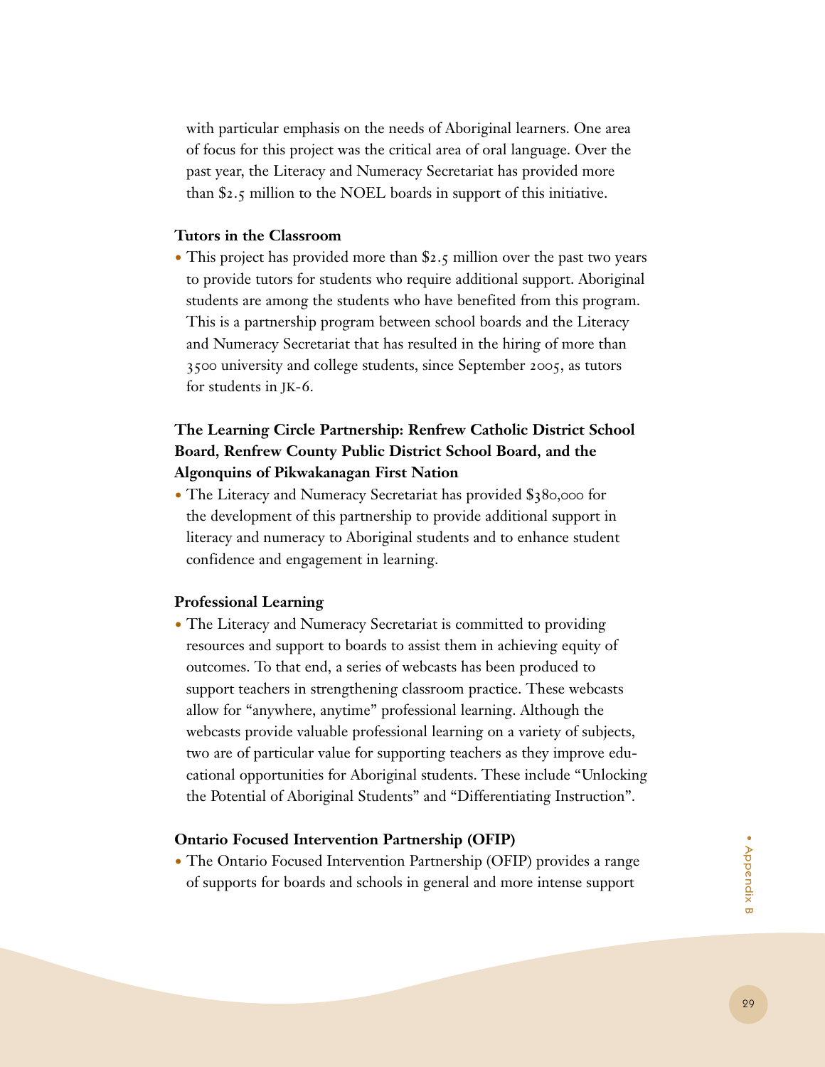with particular emphasis on the needs of Aboriginal learners. One area of focus for this project was the critical area of oral language. Over the past year, the Literacy and Numeracy Secretariat has provided more than $2.5 million to the NOEL boards in support of this initiative.

**Tutors in the Classroom**

- This project has provided more than $2.5 million over the past two years to provide tutors for students who require additional support. Aboriginal students are among the students who have benefited from this program. This is a partnership program between school boards and the Literacy and Numeracy Secretariat that has resulted in the hiring of more than 3500 university and college students, since September 2005, as tutors for students in JK-6.

**The Learning Circle Partnership: Renfrew Catholic District School Board, Renfrew County Public District School Board, and the Algonquins of Pikwakanagan First Nation**

- The Literacy and Numeracy Secretariat has provided $380,000 for the development of this partnership to provide additional support in literacy and numeracy to Aboriginal students and to enhance student confidence and engagement in learning.

**Professional Learning**

- The Literacy and Numeracy Secretariat is committed to providing resources and support to boards to assist them in achieving equity of outcomes. To that end, a series of webcasts has been produced to support teachers in strengthening classroom practice. These webcasts allow for "anywhere, anytime" professional learning. Although the webcasts provide valuable professional learning on a variety of subjects, two are of particular value for supporting teachers as they improve educational opportunities for Aboriginal students. These include "Unlocking the Potential of Aboriginal Students" and "Differentiating Instruction".

**Ontario Focused Intervention Partnership (OFIP)**

- The Ontario Focused Intervention Partnership (OFIP) provides a range of supports for boards and schools in general and more intense support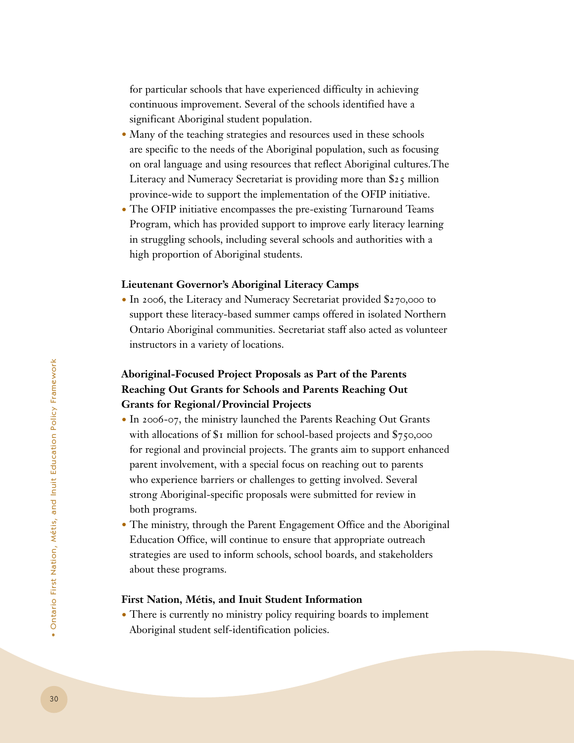for particular schools that have experienced difficulty in achieving continuous improvement. Several of the schools identified have a significant Aboriginal student population.

- Many of the teaching strategies and resources used in these schools are specific to the needs of the Aboriginal population, such as focusing on oral language and using resources that reflect Aboriginal cultures.The Literacy and Numeracy Secretariat is providing more than $25 million province-wide to support the implementation of the OFIP initiative.
- The OFIP initiative encompasses the pre-existing Turnaround Teams Program, which has provided support to improve early literacy learning in struggling schools, including several schools and authorities with a high proportion of Aboriginal students.

**Lieutenant Governor's Aboriginal Literacy Camps**

- In 2006, the Literacy and Numeracy Secretariat provided $270,000 to support these literacy-based summer camps offered in isolated Northern Ontario Aboriginal communities. Secretariat staff also acted as volunteer instructors in a variety of locations.

**Aboriginal-Focused Project Proposals as Part of the Parents Reaching Out Grants for Schools and Parents Reaching Out Grants for Regional/Provincial Projects**

- In 2006-07, the ministry launched the Parents Reaching Out Grants with allocations of $1 million for school-based projects and $750,000 for regional and provincial projects. The grants aim to support enhanced parent involvement, with a special focus on reaching out to parents who experience barriers or challenges to getting involved. Several strong Aboriginal-specific proposals were submitted for review in both programs.
- The ministry, through the Parent Engagement Office and the Aboriginal Education Office, will continue to ensure that appropriate outreach strategies are used to inform schools, school boards, and stakeholders about these programs.

**First Nation, Métis, and Inuit Student Information**

- There is currently no ministry policy requiring boards to implement Aboriginal student self-identification policies.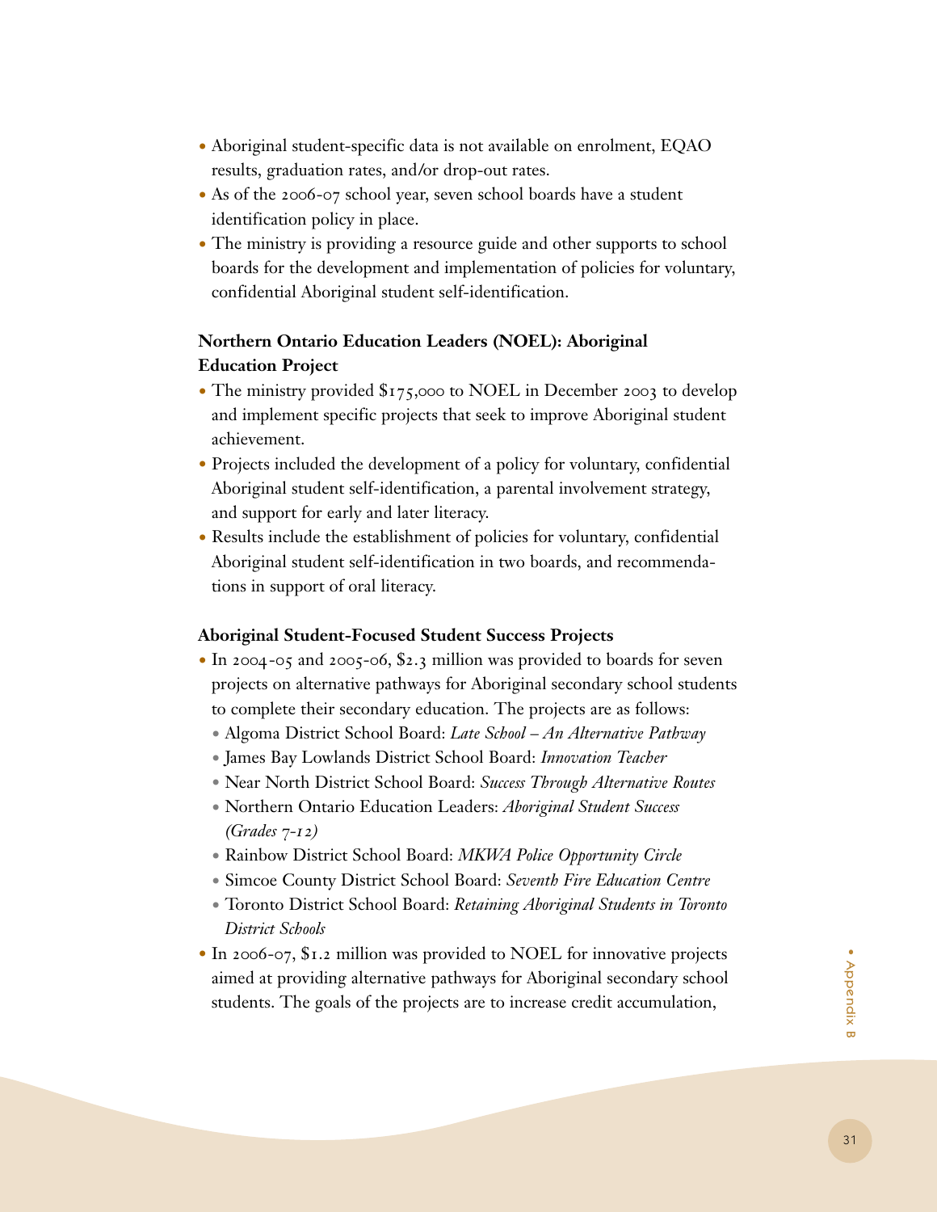- Aboriginal student-specific data is not available on enrolment, EQAO results, graduation rates, and/or drop-out rates.
- As of the 2006-07 school year, seven school boards have a student identification policy in place.
- The ministry is providing a resource guide and other supports to school boards for the development and implementation of policies for voluntary, confidential Aboriginal student self-identification.

**Northern Ontario Education Leaders (NOEL): Aboriginal Education Project**

- The ministry provided $175,000 to NOEL in December 2003 to develop and implement specific projects that seek to improve Aboriginal student achievement.
- Projects included the development of a policy for voluntary, confidential Aboriginal student self-identification, a parental involvement strategy, and support for early and later literacy.
- Results include the establishment of policies for voluntary, confidential Aboriginal student self-identification in two boards, and recommendations in support of oral literacy.

**Aboriginal Student-Focused Student Success Projects**

- In 2004-05 and 2005-06, $2.3 million was provided to boards for seven projects on alternative pathways for Aboriginal secondary school students to complete their secondary education. The projects are as follows:
  - Algoma District School Board: *Late School – An Alternative Pathway*
  - James Bay Lowlands District School Board: *Innovation Teacher*
  - Near North District School Board: *Success Through Alternative Routes*
  - Northern Ontario Education Leaders: *Aboriginal Student Success (Grades 7-12)*
  - Rainbow District School Board: *MKWA Police Opportunity Circle*
  - Simcoe County District School Board: *Seventh Fire Education Centre*
  - Toronto District School Board: *Retaining Aboriginal Students in Toronto District Schools*
- In 2006-07, $1.2 million was provided to NOEL for innovative projects aimed at providing alternative pathways for Aboriginal secondary school students. The goals of the projects are to increase credit accumulation,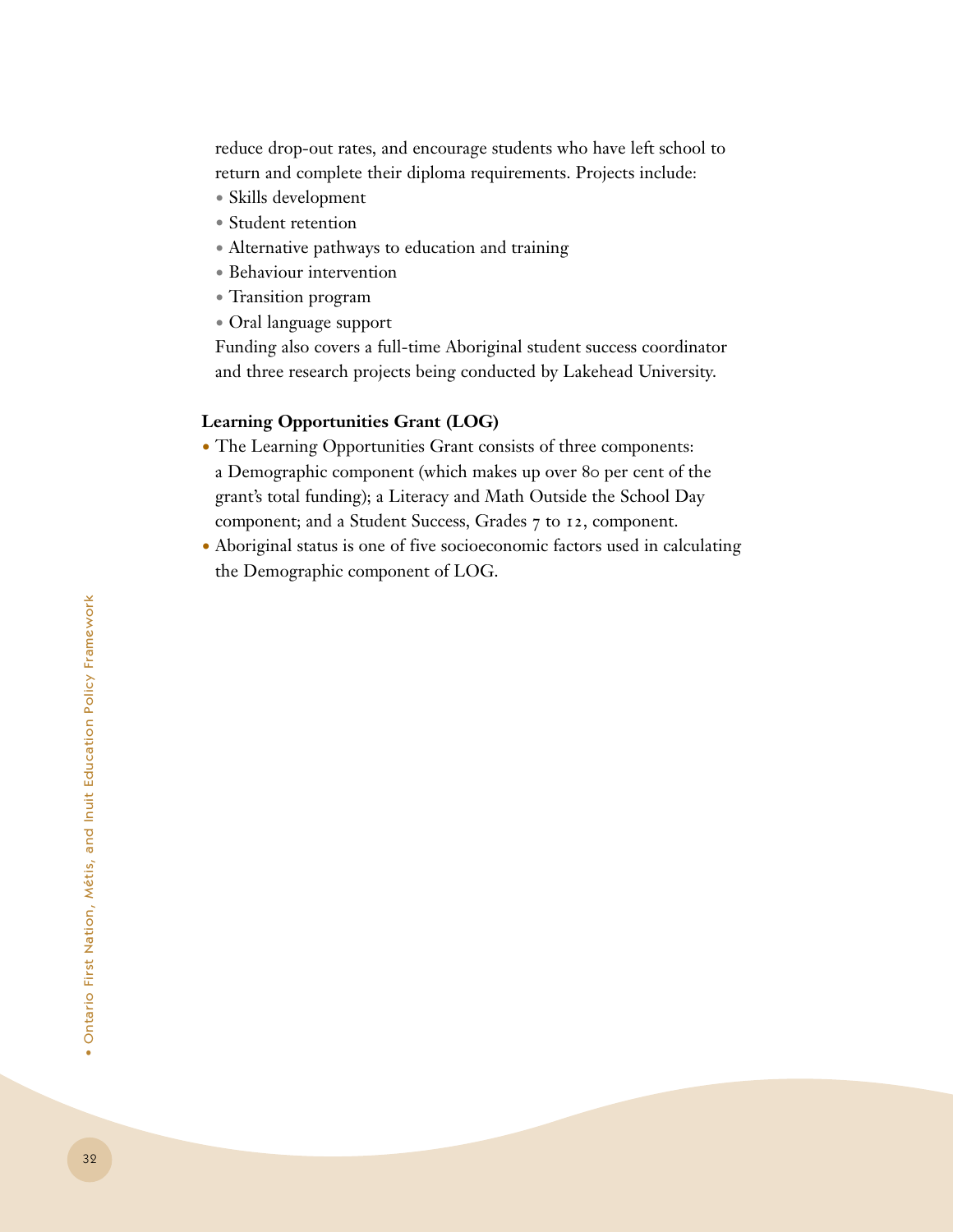reduce drop-out rates, and encourage students who have left school to return and complete their diploma requirements. Projects include:

- Skills development
- Student retention
- Alternative pathways to education and training
- Behaviour intervention
- Transition program
- Oral language support

Funding also covers a full-time Aboriginal student success coordinator and three research projects being conducted by Lakehead University.

**Learning Opportunities Grant (LOG)**

- The Learning Opportunities Grant consists of three components: a Demographic component (which makes up over 80 per cent of the grant's total funding); a Literacy and Math Outside the School Day component; and a Student Success, Grades 7 to 12, component.
- Aboriginal status is one of five socioeconomic factors used in calculating the Demographic component of LOG.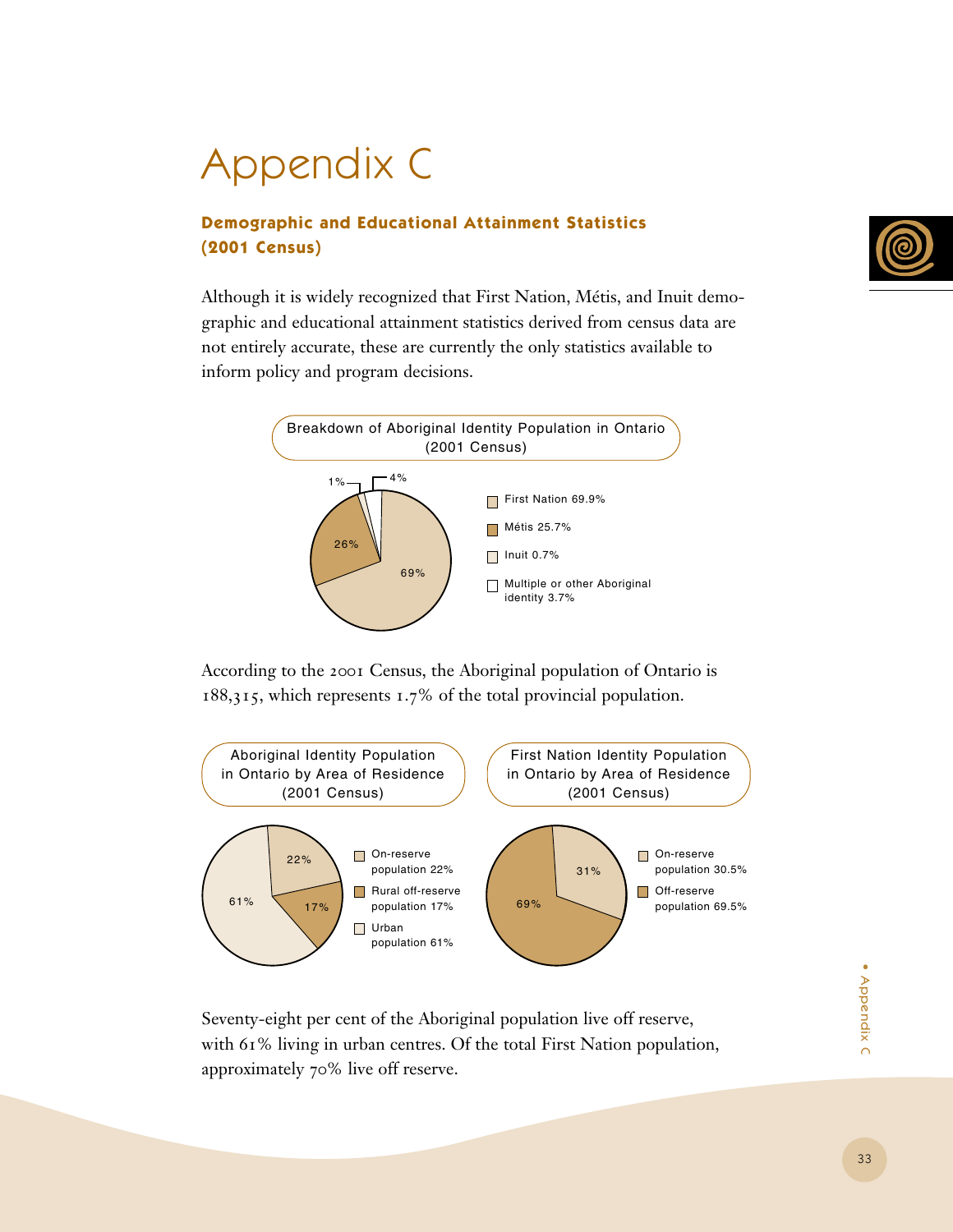# Appendix C

## Demographic and Educational Attainment Statistics (2001 Census)

Although it is widely recognized that First Nation, Métis, and Inuit demographic and educational attainment statistics derived from census data are not entirely accurate, these are currently the only statistics available to inform policy and program decisions.

**Breakdown of Aboriginal Identity Population in Ontario (2001 Census)**

- First Nation 69.9%
- Métis 25.7%
- Inuit 0.7%
- Multiple or other Aboriginal identity 3.7%

According to the 2001 Census, the Aboriginal population of Ontario is 188,315, which represents 1.7% of the total provincial population.

**Aboriginal Identity Population in Ontario by Area of Residence (2001 Census)**

- On-reserve population 22%
- Rural off-reserve population 17%
- Urban population 61%

**First Nation Identity Population in Ontario by Area of Residence (2001 Census)**

- On-reserve population 30.5%
- Off-reserve population 69.5%

Seventy-eight per cent of the Aboriginal population live off reserve, with 61% living in urban centres. Of the total First Nation population, approximately 70% live off reserve.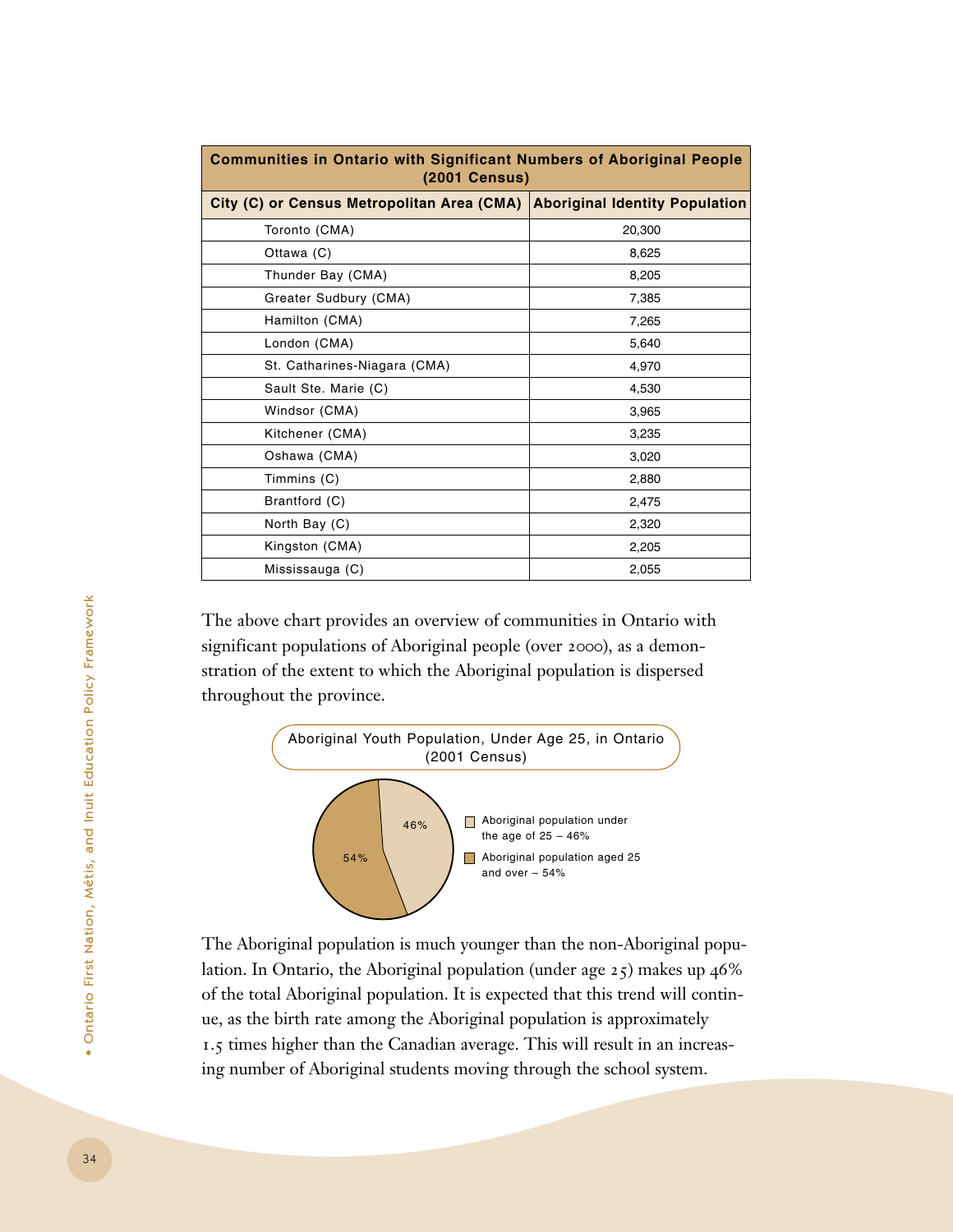| Communities in Ontario with Significant Numbers of Aboriginal People (2001 Census) | |
|---|---|
| **City (C) or Census Metropolitan Area (CMA)** | **Aboriginal Identity Population** |
| Toronto (CMA) | 20,300 |
| Ottawa (C) | 8,625 |
| Thunder Bay (CMA) | 8,205 |
| Greater Sudbury (CMA) | 7,385 |
| Hamilton (CMA) | 7,265 |
| London (CMA) | 5,640 |
| St. Catharines-Niagara (CMA) | 4,970 |
| Sault Ste. Marie (C) | 4,530 |
| Windsor (CMA) | 3,965 |
| Kitchener (CMA) | 3,235 |
| Oshawa (CMA) | 3,020 |
| Timmins (C) | 2,880 |
| Brantford (C) | 2,475 |
| North Bay (C) | 2,320 |
| Kingston (CMA) | 2,205 |
| Mississauga (C) | 2,055 |

The above chart provides an overview of communities in Ontario with significant populations of Aboriginal people (over 2000), as a demonstration of the extent to which the Aboriginal population is dispersed throughout the province.

Aboriginal Youth Population, Under Age 25, in Ontario (2001 Census)

- Aboriginal population under the age of 25 – 46%
- Aboriginal population aged 25 and over – 54%

The Aboriginal population is much younger than the non-Aboriginal population. In Ontario, the Aboriginal population (under age 25) makes up 46% of the total Aboriginal population. It is expected that this trend will continue, as the birth rate among the Aboriginal population is approximately 1.5 times higher than the Canadian average. This will result in an increasing number of Aboriginal students moving through the school system.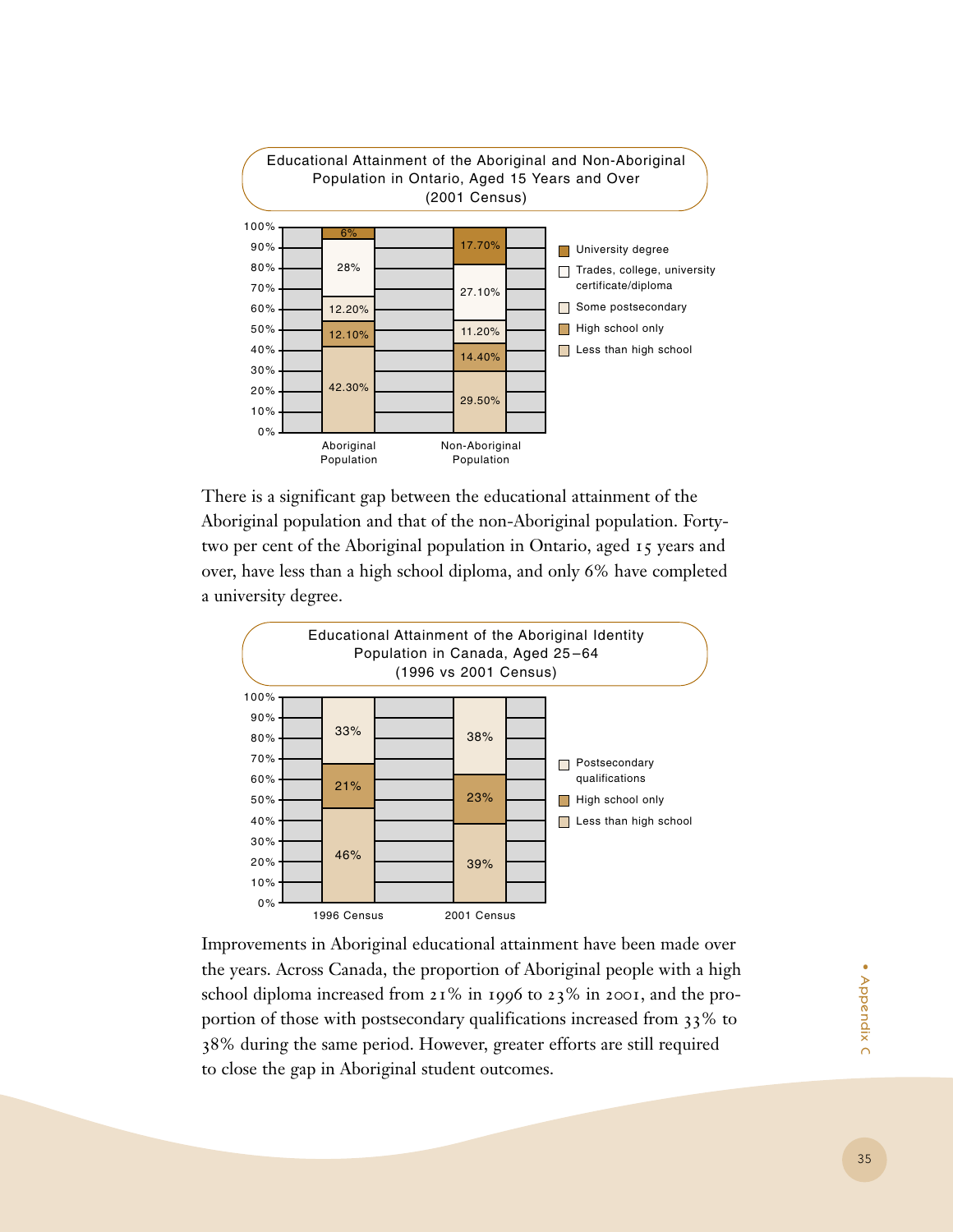**Educational Attainment of the Aboriginal and Non-Aboriginal Population in Ontario, Aged 15 Years and Over (2001 Census)**

| | Aboriginal Population | Non-Aboriginal Population |
|---|---|---|
| University degree | 6% | 17.70% |
| Trades, college, university certificate/diploma | 28% | 27.10% |
| Some postsecondary | 12.20% | 11.20% |
| High school only | 12.10% | 14.40% |
| Less than high school | 42.30% | 29.50% |

There is a significant gap between the educational attainment of the Aboriginal population and that of the non-Aboriginal population. Forty-two per cent of the Aboriginal population in Ontario, aged 15 years and over, have less than a high school diploma, and only 6% have completed a university degree.

**Educational Attainment of the Aboriginal Identity Population in Canada, Aged 25–64 (1996 vs 2001 Census)**

| | 1996 Census | 2001 Census |
|---|---|---|
| Postsecondary qualifications | 33% | 38% |
| High school only | 21% | 23% |
| Less than high school | 46% | 39% |

Improvements in Aboriginal educational attainment have been made over the years. Across Canada, the proportion of Aboriginal people with a high school diploma increased from 21% in 1996 to 23% in 2001, and the proportion of those with postsecondary qualifications increased from 33% to 38% during the same period. However, greater efforts are still required to close the gap in Aboriginal student outcomes.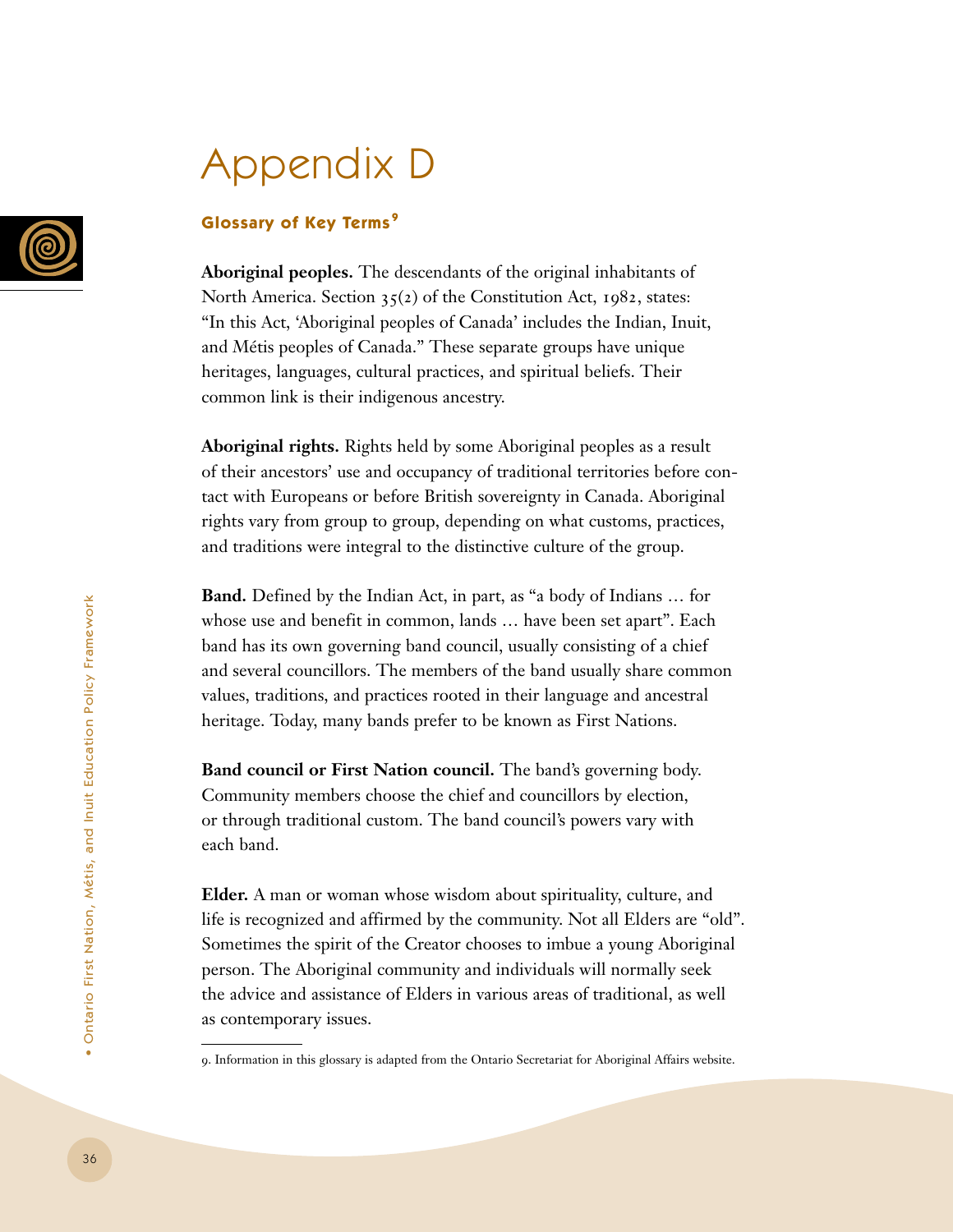# Appendix D

## Glossary of Key Terms[9]

**Aboriginal peoples.** The descendants of the original inhabitants of North America. Section 35(2) of the Constitution Act, 1982, states: "In this Act, 'Aboriginal peoples of Canada' includes the Indian, Inuit, and Métis peoples of Canada." These separate groups have unique heritages, languages, cultural practices, and spiritual beliefs. Their common link is their indigenous ancestry.

**Aboriginal rights.** Rights held by some Aboriginal peoples as a result of their ancestors' use and occupancy of traditional territories before contact with Europeans or before British sovereignty in Canada. Aboriginal rights vary from group to group, depending on what customs, practices, and traditions were integral to the distinctive culture of the group.

**Band.** Defined by the Indian Act, in part, as "a body of Indians … for whose use and benefit in common, lands … have been set apart". Each band has its own governing band council, usually consisting of a chief and several councillors. The members of the band usually share common values, traditions, and practices rooted in their language and ancestral heritage. Today, many bands prefer to be known as First Nations.

**Band council or First Nation council.** The band's governing body. Community members choose the chief and councillors by election, or through traditional custom. The band council's powers vary with each band.

**Elder.** A man or woman whose wisdom about spirituality, culture, and life is recognized and affirmed by the community. Not all Elders are "old". Sometimes the spirit of the Creator chooses to imbue a young Aboriginal person. The Aboriginal community and individuals will normally seek the advice and assistance of Elders in various areas of traditional, as well as contemporary issues.

---

9. Information in this glossary is adapted from the Ontario Secretariat for Aboriginal Affairs website.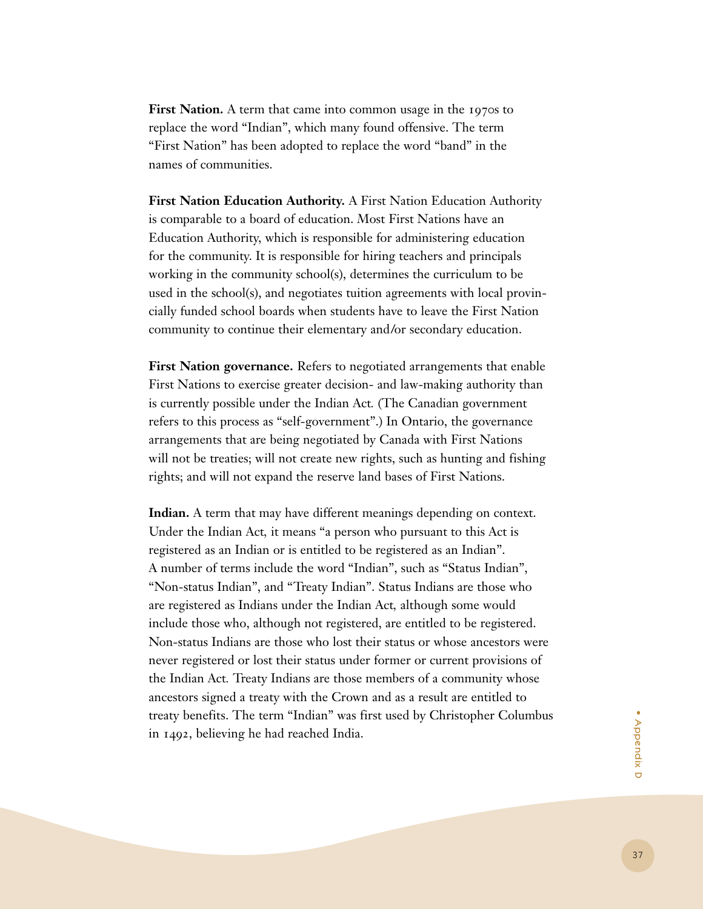**First Nation.** A term that came into common usage in the 1970s to replace the word "Indian", which many found offensive. The term "First Nation" has been adopted to replace the word "band" in the names of communities.

**First Nation Education Authority.** A First Nation Education Authority is comparable to a board of education. Most First Nations have an Education Authority, which is responsible for administering education for the community. It is responsible for hiring teachers and principals working in the community school(s), determines the curriculum to be used in the school(s), and negotiates tuition agreements with local provincially funded school boards when students have to leave the First Nation community to continue their elementary and/or secondary education.

**First Nation governance.** Refers to negotiated arrangements that enable First Nations to exercise greater decision- and law-making authority than is currently possible under the Indian Act. (The Canadian government refers to this process as "self-government".) In Ontario, the governance arrangements that are being negotiated by Canada with First Nations will not be treaties; will not create new rights, such as hunting and fishing rights; and will not expand the reserve land bases of First Nations.

**Indian.** A term that may have different meanings depending on context. Under the Indian Act, it means "a person who pursuant to this Act is registered as an Indian or is entitled to be registered as an Indian". A number of terms include the word "Indian", such as "Status Indian", "Non-status Indian", and "Treaty Indian". Status Indians are those who are registered as Indians under the Indian Act, although some would include those who, although not registered, are entitled to be registered. Non-status Indians are those who lost their status or whose ancestors were never registered or lost their status under former or current provisions of the Indian Act. Treaty Indians are those members of a community whose ancestors signed a treaty with the Crown and as a result are entitled to treaty benefits. The term "Indian" was first used by Christopher Columbus in 1492, believing he had reached India.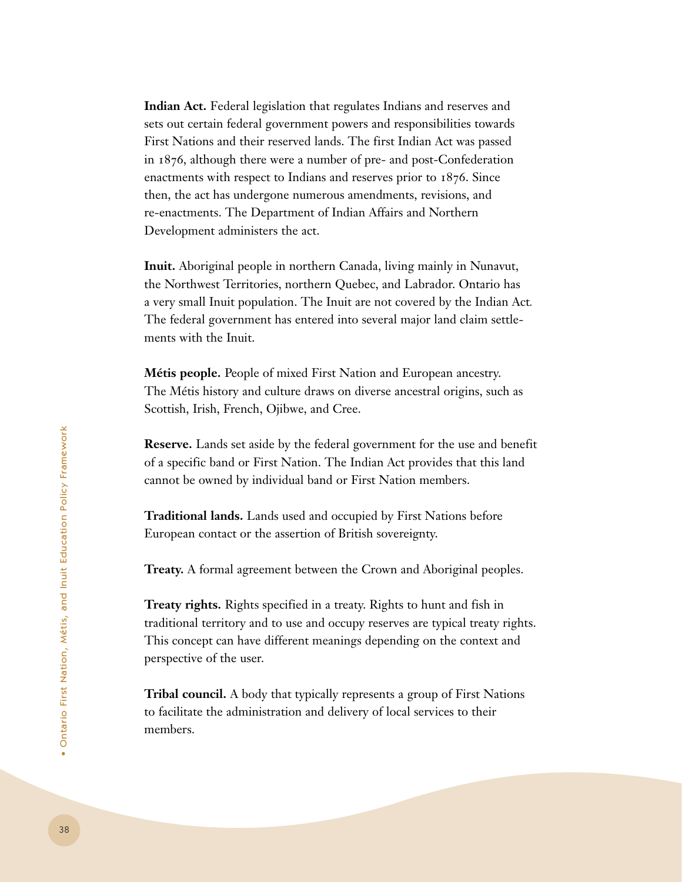**Indian Act.** Federal legislation that regulates Indians and reserves and sets out certain federal government powers and responsibilities towards First Nations and their reserved lands. The first Indian Act was passed in 1876, although there were a number of pre- and post-Confederation enactments with respect to Indians and reserves prior to 1876. Since then, the act has undergone numerous amendments, revisions, and re-enactments. The Department of Indian Affairs and Northern Development administers the act.

**Inuit.** Aboriginal people in northern Canada, living mainly in Nunavut, the Northwest Territories, northern Quebec, and Labrador. Ontario has a very small Inuit population. The Inuit are not covered by the Indian Act. The federal government has entered into several major land claim settlements with the Inuit.

**Métis people.** People of mixed First Nation and European ancestry. The Métis history and culture draws on diverse ancestral origins, such as Scottish, Irish, French, Ojibwe, and Cree.

**Reserve.** Lands set aside by the federal government for the use and benefit of a specific band or First Nation. The Indian Act provides that this land cannot be owned by individual band or First Nation members.

**Traditional lands.** Lands used and occupied by First Nations before European contact or the assertion of British sovereignty.

**Treaty.** A formal agreement between the Crown and Aboriginal peoples.

**Treaty rights.** Rights specified in a treaty. Rights to hunt and fish in traditional territory and to use and occupy reserves are typical treaty rights. This concept can have different meanings depending on the context and perspective of the user.

**Tribal council.** A body that typically represents a group of First Nations to facilitate the administration and delivery of local services to their members.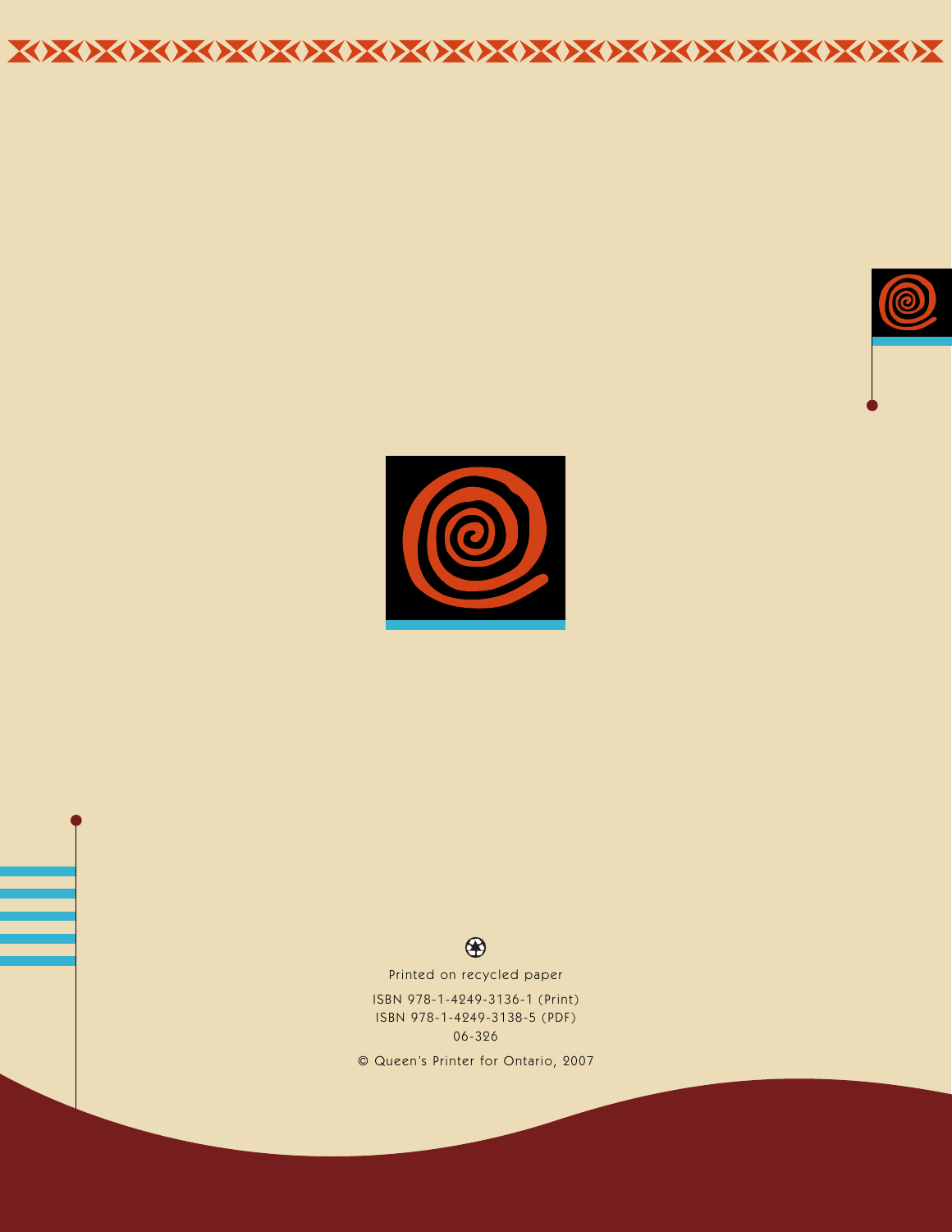Printed on recycled paper

ISBN 978-1-4249-3136-1 (Print)
ISBN 978-1-4249-3138-5 (PDF)
06-326

© Queen's Printer for Ontario, 2007